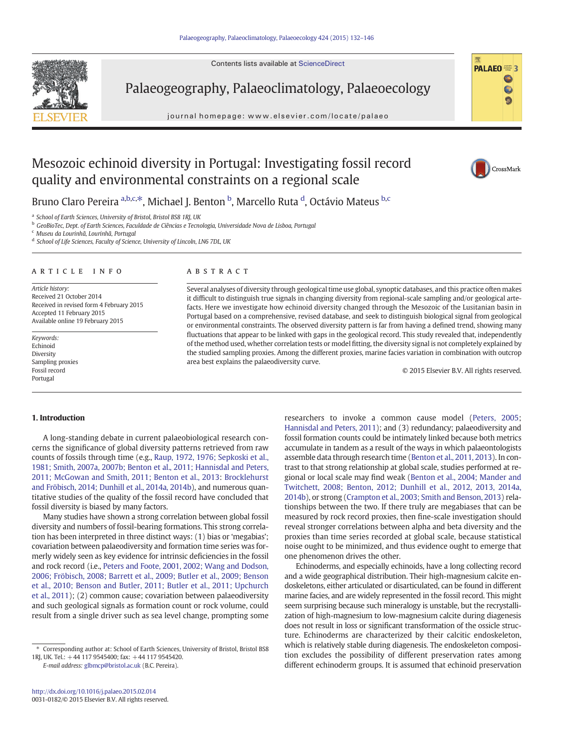# Mesozoic echinoid diversity in Portugal: Investigating fossil record quality and environmental constraints on a regional scale

Bruno Claro Pereira [a,b,c,*], Michael J. Benton [b], Marcello Ruta [d], Octávio Mateus [b,c]

[a] School of Earth Sciences, University of Bristol, Bristol BS8 1RJ, UK
[b] GeoBioTec, Dept. of Earth Sciences, Faculdade de Ciências e Tecnologia, Universidade Nova de Lisboa, Portugal
[c] Museu da Lourinhã, Lourinhã, Portugal
[d] School of Life Sciences, Faculty of Science, University of Lincoln, LN6 7DL, UK

## ARTICLE INFO

*Article history:*
Received 21 October 2014
Received in revised form 4 February 2015
Accepted 11 February 2015
Available online 19 February 2015

*Keywords:*
Echinoid
Diversity
Sampling proxies
Fossil record
Portugal

## ABSTRACT

Several analyses of diversity through geological time use global, synoptic databases, and this practice often makes it difficult to distinguish true signals in changing diversity from regional-scale sampling and/or geological artefacts. Here we investigate how echinoid diversity changed through the Mesozoic of the Lusitanian basin in Portugal based on a comprehensive, revised database, and seek to distinguish biological signal from geological or environmental constraints. The observed diversity pattern is far from having a defined trend, showing many fluctuations that appear to be linked with gaps in the geological record. This study revealed that, independently of the method used, whether correlation tests or model fitting, the diversity signal is not completely explained by the studied sampling proxies. Among the different proxies, marine facies variation in combination with outcrop area best explains the palaeodiversity curve.

© 2015 Elsevier B.V. All rights reserved.

## 1. Introduction

A long-standing debate in current palaeobiological research concerns the significance of global diversity patterns retrieved from raw counts of fossils through time (e.g., Raup, 1972, 1976; Sepkoski et al., 1981; Smith, 2007a, 2007b; Benton et al., 2011; Hannisdal and Peters, 2011; McGowan and Smith, 2011; Benton et al., 2013: Brocklehurst and Fröbisch, 2014; Dunhill et al., 2014a, 2014b), and numerous quantitative studies of the quality of the fossil record have concluded that fossil diversity is biased by many factors.

Many studies have shown a strong correlation between global fossil diversity and numbers of fossil-bearing formations. This strong correlation has been interpreted in three distinct ways: (1) bias or 'megabias'; covariation between palaeodiversity and formation time series was formerly widely seen as key evidence for intrinsic deficiencies in the fossil and rock record (i.e., Peters and Foote, 2001, 2002; Wang and Dodson, 2006; Fröbisch, 2008; Barrett et al., 2009; Butler et al., 2009; Benson et al., 2010; Benson and Butler, 2011; Butler et al., 2011; Upchurch et al., 2011); (2) common cause; covariation between palaeodiversity and such geological signals as formation count or rock volume, could result from a single driver such as sea level change, prompting some researchers to invoke a common cause model (Peters, 2005; Hannisdal and Peters, 2011); and (3) redundancy; palaeodiversity and fossil formation counts could be intimately linked because both metrics accumulate in tandem as a result of the ways in which palaeontologists assemble data through research time (Benton et al., 2011, 2013). In contrast to that strong relationship at global scale, studies performed at regional or local scale may find weak (Benton et al., 2004; Mander and Twitchett, 2008; Benton, 2012; Dunhill et al., 2012, 2013, 2014a, 2014b), or strong (Crampton et al., 2003; Smith and Benson, 2013) relationships between the two. If there truly are megabiases that can be measured by rock record proxies, then fine-scale investigation should reveal stronger correlations between alpha and beta diversity and the proxies than time series recorded at global scale, because statistical noise ought to be minimized, and thus evidence ought to emerge that one phenomenon drives the other.

Echinoderms, and especially echinoids, have a long collecting record and a wide geographical distribution. Their high-magnesium calcite endoskeletons, either articulated or disarticulated, can be found in different marine facies, and are widely represented in the fossil record. This might seem surprising because such mineralogy is unstable, but the recrystallization of high-magnesium to low-magnesium calcite during diagenesis does not result in loss or significant transformation of the ossicle structure. Echinoderms are characterized by their calcitic endoskeleton, which is relatively stable during diagenesis. The endoskeleton composition excludes the possibility of different preservation rates among different echinoderm groups. It is assumed that echinoid preservation

* Corresponding author at: School of Earth Sciences, University of Bristol, Bristol BS8 1RJ, UK. Tel.: +44 117 9545400; fax: +44 117 9545420.
E-mail address: glbmcp@bristol.ac.uk (B.C. Pereira).

http://dx.doi.org/10.1016/j.palaeo.2015.02.014
0031-0182/© 2015 Elsevier B.V. All rights reserved.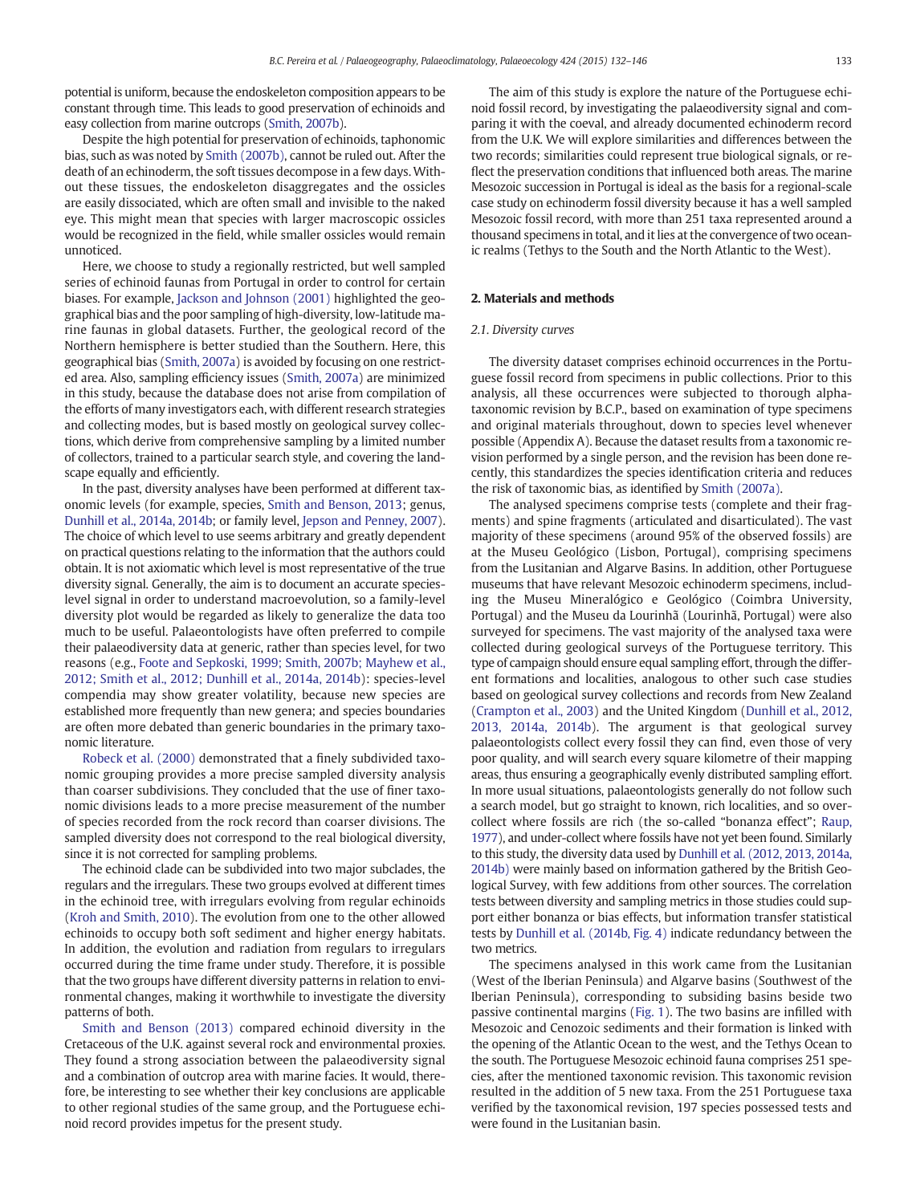potential is uniform, because the endoskeleton composition appears to be constant through time. This leads to good preservation of echinoids and easy collection from marine outcrops (Smith, 2007b).

Despite the high potential for preservation of echinoids, taphonomic bias, such as was noted by Smith (2007b), cannot be ruled out. After the death of an echinoderm, the soft tissues decompose in a few days. Without these tissues, the endoskeleton disaggregates and the ossicles are easily dissociated, which are often small and invisible to the naked eye. This might mean that species with larger macroscopic ossicles would be recognized in the field, while smaller ossicles would remain unnoticed.

Here, we choose to study a regionally restricted, but well sampled series of echinoid faunas from Portugal in order to control for certain biases. For example, Jackson and Johnson (2001) highlighted the geographical bias and the poor sampling of high-diversity, low-latitude marine faunas in global datasets. Further, the geological record of the Northern hemisphere is better studied than the Southern. Here, this geographical bias (Smith, 2007a) is avoided by focusing on one restricted area. Also, sampling efficiency issues (Smith, 2007a) are minimized in this study, because the database does not arise from compilation of the efforts of many investigators each, with different research strategies and collecting modes, but is based mostly on geological survey collections, which derive from comprehensive sampling by a limited number of collectors, trained to a particular search style, and covering the landscape equally and efficiently.

In the past, diversity analyses have been performed at different taxonomic levels (for example, species, Smith and Benson, 2013; genus, Dunhill et al., 2014a, 2014b; or family level, Jepson and Penney, 2007). The choice of which level to use seems arbitrary and greatly dependent on practical questions relating to the information that the authors could obtain. It is not axiomatic which level is most representative of the true diversity signal. Generally, the aim is to document an accurate species-level signal in order to understand macroevolution, so a family-level diversity plot would be regarded as likely to generalize the data too much to be useful. Palaeontologists have often preferred to compile their palaeodiversity data at generic, rather than species level, for two reasons (e.g., Foote and Sepkoski, 1999; Smith, 2007b; Mayhew et al., 2012; Smith et al., 2012; Dunhill et al., 2014a, 2014b): species-level compendia may show greater volatility, because new species are established more frequently than new genera; and species boundaries are often more debated than generic boundaries in the primary taxonomic literature.

Robeck et al. (2000) demonstrated that a finely subdivided taxonomic grouping provides a more precise sampled diversity analysis than coarser subdivisions. They concluded that the use of finer taxonomic divisions leads to a more precise measurement of the number of species recorded from the rock record than coarser divisions. The sampled diversity does not correspond to the real biological diversity, since it is not corrected for sampling problems.

The echinoid clade can be subdivided into two major subclades, the regulars and the irregulars. These two groups evolved at different times in the echinoid tree, with irregulars evolving from regular echinoids (Kroh and Smith, 2010). The evolution from one to the other allowed echinoids to occupy both soft sediment and higher energy habitats. In addition, the evolution and radiation from regulars to irregulars occurred during the time frame under study. Therefore, it is possible that the two groups have different diversity patterns in relation to environmental changes, making it worthwhile to investigate the diversity patterns of both.

Smith and Benson (2013) compared echinoid diversity in the Cretaceous of the U.K. against several rock and environmental proxies. They found a strong association between the palaeodiversity signal and a combination of outcrop area with marine facies. It would, therefore, be interesting to see whether their key conclusions are applicable to other regional studies of the same group, and the Portuguese echinoid record provides impetus for the present study.

The aim of this study is explore the nature of the Portuguese echinoid fossil record, by investigating the palaeodiversity signal and comparing it with the coeval, and already documented echinoderm record from the U.K. We will explore similarities and differences between the two records; similarities could represent true biological signals, or reflect the preservation conditions that influenced both areas. The marine Mesozoic succession in Portugal is ideal as the basis for a regional-scale case study on echinoderm fossil diversity because it has a well sampled Mesozoic fossil record, with more than 251 taxa represented around a thousand specimens in total, and it lies at the convergence of two oceanic realms (Tethys to the South and the North Atlantic to the West).

## 2. Materials and methods

### 2.1. Diversity curves

The diversity dataset comprises echinoid occurrences in the Portuguese fossil record from specimens in public collections. Prior to this analysis, all these occurrences were subjected to thorough alpha-taxonomic revision by B.C.P., based on examination of type specimens and original materials throughout, down to species level whenever possible (Appendix A). Because the dataset results from a taxonomic revision performed by a single person, and the revision has been done recently, this standardizes the species identification criteria and reduces the risk of taxonomic bias, as identified by Smith (2007a).

The analysed specimens comprise tests (complete and their fragments) and spine fragments (articulated and disarticulated). The vast majority of these specimens (around 95% of the observed fossils) are at the Museu Geológico (Lisbon, Portugal), comprising specimens from the Lusitanian and Algarve Basins. In addition, other Portuguese museums that have relevant Mesozoic echinoderm specimens, including the Museu Mineralógico e Geológico (Coimbra University, Portugal) and the Museu da Lourinhã (Lourinhã, Portugal) were also surveyed for specimens. The vast majority of the analysed taxa were collected during geological surveys of the Portuguese territory. This type of campaign should ensure equal sampling effort, through the different formations and localities, analogous to other such case studies based on geological survey collections and records from New Zealand (Crampton et al., 2003) and the United Kingdom (Dunhill et al., 2012, 2013, 2014a, 2014b). The argument is that geological survey palaeontologists collect every fossil they can find, even those of very poor quality, and will search every square kilometre of their mapping areas, thus ensuring a geographically evenly distributed sampling effort. In more usual situations, palaeontologists generally do not follow such a search model, but go straight to known, rich localities, and so overcollect where fossils are rich (the so-called "bonanza effect"; Raup, 1977), and under-collect where fossils have not yet been found. Similarly to this study, the diversity data used by Dunhill et al. (2012, 2013, 2014a, 2014b) were mainly based on information gathered by the British Geological Survey, with few additions from other sources. The correlation tests between diversity and sampling metrics in those studies could support either bonanza or bias effects, but information transfer statistical tests by Dunhill et al. (2014b, Fig. 4) indicate redundancy between the two metrics.

The specimens analysed in this work came from the Lusitanian (West of the Iberian Peninsula) and Algarve basins (Southwest of the Iberian Peninsula), corresponding to subsiding basins beside two passive continental margins (Fig. 1). The two basins are infilled with Mesozoic and Cenozoic sediments and their formation is linked with the opening of the Atlantic Ocean to the west, and the Tethys Ocean to the south. The Portuguese Mesozoic echinoid fauna comprises 251 species, after the mentioned taxonomic revision. This taxonomic revision resulted in the addition of 5 new taxa. From the 251 Portuguese taxa verified by the taxonomical revision, 197 species possessed tests and were found in the Lusitanian basin.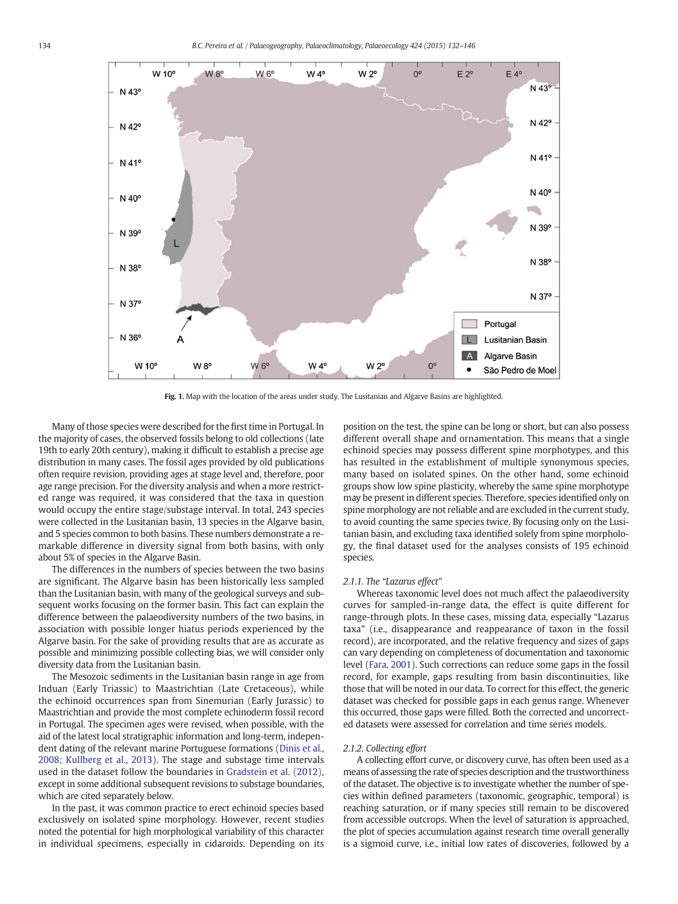Fig. 1. Map with the location of the areas under study. The Lusitanian and Algarve Basins are highlighted.

Many of those species were described for the first time in Portugal. In the majority of cases, the observed fossils belong to old collections (late 19th to early 20th century), making it difficult to establish a precise age distribution in many cases. The fossil ages provided by old publications often require revision, providing ages at stage level and, therefore, poor age range precision. For the diversity analysis and when a more restricted range was required, it was considered that the taxa in question would occupy the entire stage/substage interval. In total, 243 species were collected in the Lusitanian basin, 13 species in the Algarve basin, and 5 species common to both basins. These numbers demonstrate a remarkable difference in diversity signal from both basins, with only about 5% of species in the Algarve Basin.

The differences in the numbers of species between the two basins are significant. The Algarve basin has been historically less sampled than the Lusitanian basin, with many of the geological surveys and subsequent works focusing on the former basin. This fact can explain the difference between the palaeodiversity numbers of the two basins, in association with possible longer hiatus periods experienced by the Algarve basin. For the sake of providing results that are as accurate as possible and minimizing possible collecting bias, we will consider only diversity data from the Lusitanian basin.

The Mesozoic sediments in the Lusitanian basin range in age from Induan (Early Triassic) to Maastrichtian (Late Cretaceous), while the echinoid occurrences span from Sinemurian (Early Jurassic) to Maastrichtian and provide the most complete echinoderm fossil record in Portugal. The specimen ages were revised, when possible, with the aid of the latest local stratigraphic information and long-term, independent dating of the relevant marine Portuguese formations (Dinis et al., 2008; Kullberg et al., 2013). The stage and substage time intervals used in the dataset follow the boundaries in Gradstein et al. (2012), except in some additional subsequent revisions to substage boundaries, which are cited separately below.

In the past, it was common practice to erect echinoid species based exclusively on isolated spine morphology. However, recent studies noted the potential for high morphological variability of this character in individual specimens, especially in cidaroids. Depending on its position on the test, the spine can be long or short, but can also possess different overall shape and ornamentation. This means that a single echinoid species may possess different spine morphotypes, and this has resulted in the establishment of multiple synonymous species, many based on isolated spines. On the other hand, some echinoid groups show low spine plasticity, whereby the same spine morphotype may be present in different species. Therefore, species identified only on spine morphology are not reliable and are excluded in the current study, to avoid counting the same species twice. By focusing only on the Lusitanian basin, and excluding taxa identified solely from spine morphology, the final dataset used for the analyses consists of 195 echinoid species.

#### 2.1.1. The "Lazarus effect"

Whereas taxonomic level does not much affect the palaeodiversity curves for sampled-in-range data, the effect is quite different for range-through plots. In these cases, missing data, especially "Lazarus taxa" (i.e., disappearance and reappearance of taxon in the fossil record), are incorporated, and the relative frequency and sizes of gaps can vary depending on completeness of documentation and taxonomic level (Fara, 2001). Such corrections can reduce some gaps in the fossil record, for example, gaps resulting from basin discontinuities, like those that will be noted in our data. To correct for this effect, the generic dataset was checked for possible gaps in each genus range. Whenever this occurred, those gaps were filled. Both the corrected and uncorrected datasets were assessed for correlation and time series models.

#### 2.1.2. Collecting effort

A collecting effort curve, or discovery curve, has often been used as a means of assessing the rate of species description and the trustworthiness of the dataset. The objective is to investigate whether the number of species within defined parameters (taxonomic, geographic, temporal) is reaching saturation, or if many species still remain to be discovered from accessible outcrops. When the level of saturation is approached, the plot of species accumulation against research time overall generally is a sigmoid curve, i.e., initial low rates of discoveries, followed by a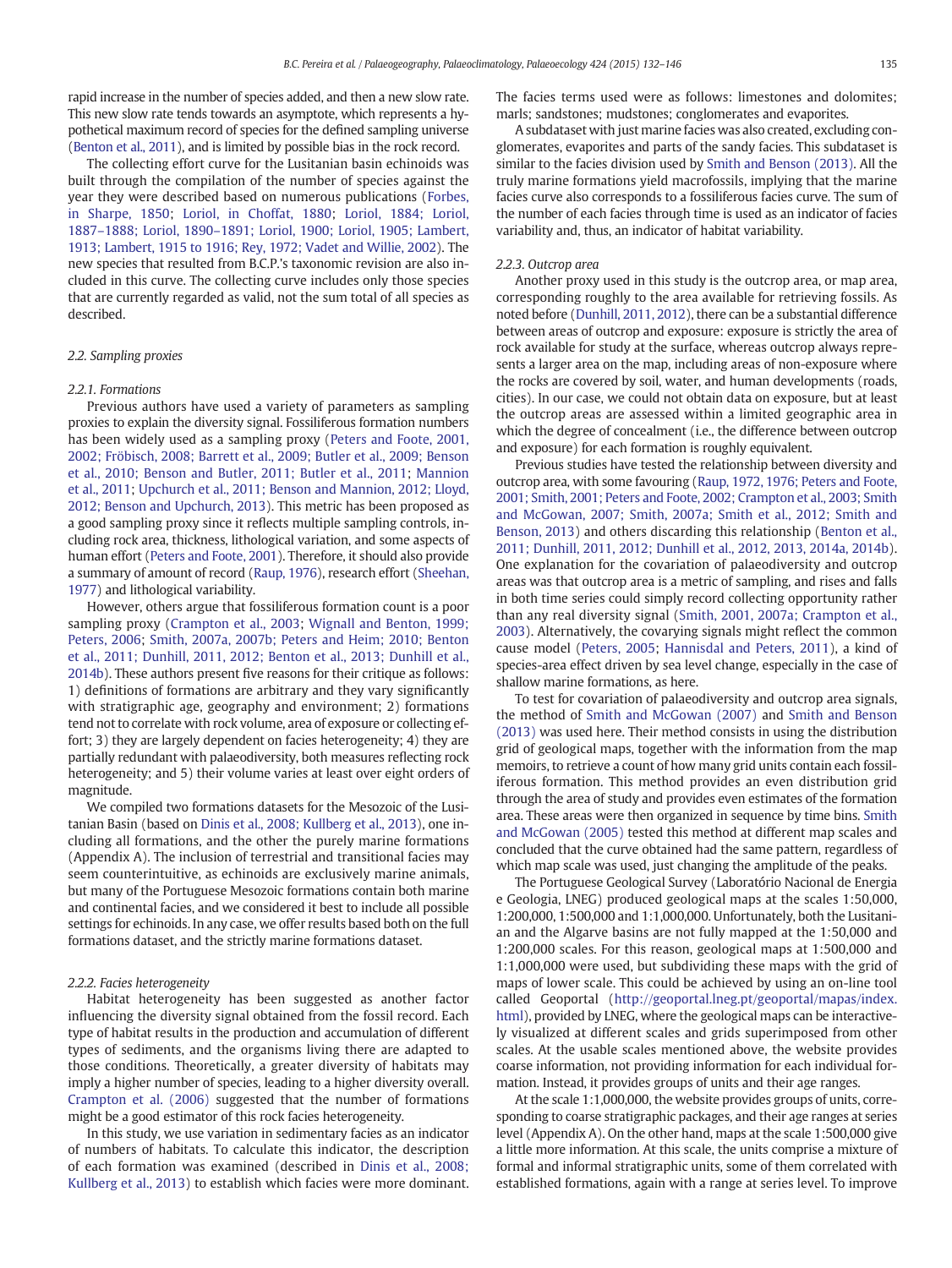rapid increase in the number of species added, and then a new slow rate. This new slow rate tends towards an asymptote, which represents a hypothetical maximum record of species for the defined sampling universe (Benton et al., 2011), and is limited by possible bias in the rock record.

The collecting effort curve for the Lusitanian basin echinoids was built through the compilation of the number of species against the year they were described based on numerous publications (Forbes, in Sharpe, 1850; Loriol, in Choffat, 1880; Loriol, 1884; Loriol, 1887–1888; Loriol, 1890–1891; Loriol, 1900; Loriol, 1905; Lambert, 1913; Lambert, 1915 to 1916; Rey, 1972; Vadet and Willie, 2002). The new species that resulted from B.C.P.'s taxonomic revision are also included in this curve. The collecting curve includes only those species that are currently regarded as valid, not the sum total of all species as described.

### 2.2. Sampling proxies

#### 2.2.1. Formations

Previous authors have used a variety of parameters as sampling proxies to explain the diversity signal. Fossiliferous formation numbers has been widely used as a sampling proxy (Peters and Foote, 2001, 2002; Fröbisch, 2008; Barrett et al., 2009; Butler et al., 2009; Benson et al., 2010; Benson and Butler, 2011; Butler et al., 2011; Mannion et al., 2011; Upchurch et al., 2011; Benson and Mannion, 2012; Lloyd, 2012; Benson and Upchurch, 2013). This metric has been proposed as a good sampling proxy since it reflects multiple sampling controls, including rock area, thickness, lithological variation, and some aspects of human effort (Peters and Foote, 2001). Therefore, it should also provide a summary of amount of record (Raup, 1976), research effort (Sheehan, 1977) and lithological variability.

However, others argue that fossiliferous formation count is a poor sampling proxy (Crampton et al., 2003; Wignall and Benton, 1999; Peters, 2006; Smith, 2007a, 2007b; Peters and Heim; 2010; Benton et al., 2011; Dunhill, 2011, 2012; Benton et al., 2013; Dunhill et al., 2014b). These authors present five reasons for their critique as follows: 1) definitions of formations are arbitrary and they vary significantly with stratigraphic age, geography and environment; 2) formations tend not to correlate with rock volume, area of exposure or collecting effort; 3) they are largely dependent on facies heterogeneity; 4) they are partially redundant with palaeodiversity, both measures reflecting rock heterogeneity; and 5) their volume varies at least over eight orders of magnitude.

We compiled two formations datasets for the Mesozoic of the Lusitanian Basin (based on Dinis et al., 2008; Kullberg et al., 2013), one including all formations, and the other the purely marine formations (Appendix A). The inclusion of terrestrial and transitional facies may seem counterintuitive, as echinoids are exclusively marine animals, but many of the Portuguese Mesozoic formations contain both marine and continental facies, and we considered it best to include all possible settings for echinoids. In any case, we offer results based both on the full formations dataset, and the strictly marine formations dataset.

#### 2.2.2. Facies heterogeneity

Habitat heterogeneity has been suggested as another factor influencing the diversity signal obtained from the fossil record. Each type of habitat results in the production and accumulation of different types of sediments, and the organisms living there are adapted to those conditions. Theoretically, a greater diversity of habitats may imply a higher number of species, leading to a higher diversity overall. Crampton et al. (2006) suggested that the number of formations might be a good estimator of this rock facies heterogeneity.

In this study, we use variation in sedimentary facies as an indicator of numbers of habitats. To calculate this indicator, the description of each formation was examined (described in Dinis et al., 2008; Kullberg et al., 2013) to establish which facies were more dominant. The facies terms used were as follows: limestones and dolomites; marls; sandstones; mudstones; conglomerates and evaporites.

A subdataset with just marine facies was also created, excluding conglomerates, evaporites and parts of the sandy facies. This subdataset is similar to the facies division used by Smith and Benson (2013). All the truly marine formations yield macrofossils, implying that the marine facies curve also corresponds to a fossiliferous facies curve. The sum of the number of each facies through time is used as an indicator of facies variability and, thus, an indicator of habitat variability.

#### 2.2.3. Outcrop area

Another proxy used in this study is the outcrop area, or map area, corresponding roughly to the area available for retrieving fossils. As noted before (Dunhill, 2011, 2012), there can be a substantial difference between areas of outcrop and exposure: exposure is strictly the area of rock available for study at the surface, whereas outcrop always represents a larger area on the map, including areas of non-exposure where the rocks are covered by soil, water, and human developments (roads, cities). In our case, we could not obtain data on exposure, but at least the outcrop areas are assessed within a limited geographic area in which the degree of concealment (i.e., the difference between outcrop and exposure) for each formation is roughly equivalent.

Previous studies have tested the relationship between diversity and outcrop area, with some favouring (Raup, 1972, 1976; Peters and Foote, 2001; Smith, 2001; Peters and Foote, 2002; Crampton et al., 2003; Smith and McGowan, 2007; Smith, 2007a; Smith et al., 2012; Smith and Benson, 2013) and others discarding this relationship (Benton et al., 2011; Dunhill, 2011, 2012; Dunhill et al., 2012, 2013, 2014a, 2014b). One explanation for the covariation of palaeodiversity and outcrop areas was that outcrop area is a metric of sampling, and rises and falls in both time series could simply record collecting opportunity rather than any real diversity signal (Smith, 2001, 2007a; Crampton et al., 2003). Alternatively, the covarying signals might reflect the common cause model (Peters, 2005; Hannisdal and Peters, 2011), a kind of species-area effect driven by sea level change, especially in the case of shallow marine formations, as here.

To test for covariation of palaeodiversity and outcrop area signals, the method of Smith and McGowan (2007) and Smith and Benson (2013) was used here. Their method consists in using the distribution grid of geological maps, together with the information from the map memoirs, to retrieve a count of how many grid units contain each fossiliferous formation. This method provides an even distribution grid through the area of study and provides even estimates of the formation area. These areas were then organized in sequence by time bins. Smith and McGowan (2005) tested this method at different map scales and concluded that the curve obtained had the same pattern, regardless of which map scale was used, just changing the amplitude of the peaks.

The Portuguese Geological Survey (Laboratório Nacional de Energia e Geologia, LNEG) produced geological maps at the scales 1:50,000, 1:200,000, 1:500,000 and 1:1,000,000. Unfortunately, both the Lusitanian and the Algarve basins are not fully mapped at the 1:50,000 and 1:200,000 scales. For this reason, geological maps at 1:500,000 and 1:1,000,000 were used, but subdividing these maps with the grid of maps of lower scale. This could be achieved by using an on-line tool called Geoportal (http://geoportal.lneg.pt/geoportal/mapas/index.html), provided by LNEG, where the geological maps can be interactively visualized at different scales and grids superimposed from other scales. At the usable scales mentioned above, the website provides coarse information, not providing information for each individual formation. Instead, it provides groups of units and their age ranges.

At the scale 1:1,000,000, the website provides groups of units, corresponding to coarse stratigraphic packages, and their age ranges at series level (Appendix A). On the other hand, maps at the scale 1:500,000 give a little more information. At this scale, the units comprise a mixture of formal and informal stratigraphic units, some of them correlated with established formations, again with a range at series level. To improve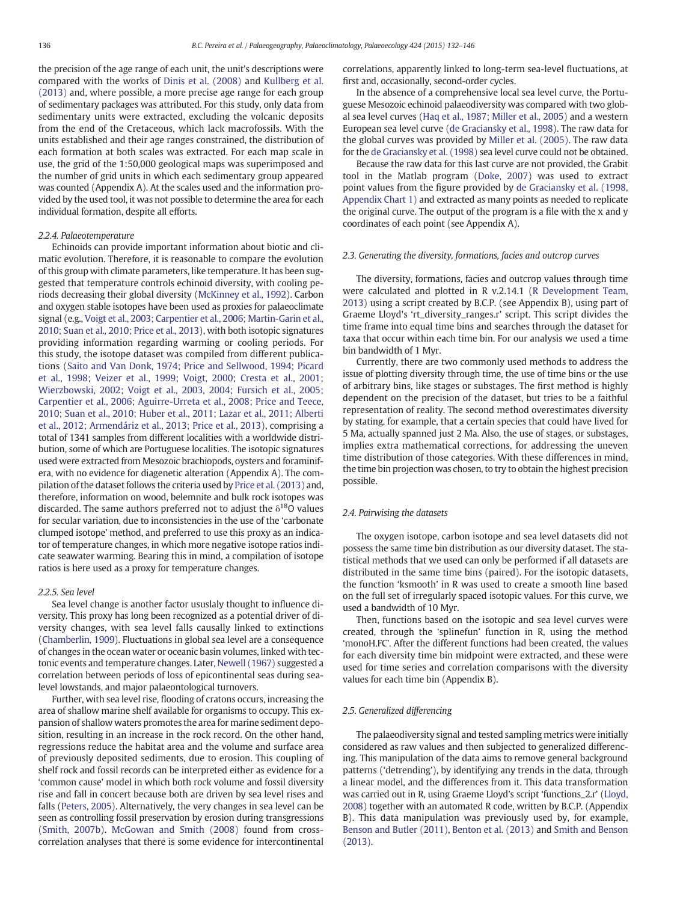the precision of the age range of each unit, the unit's descriptions were compared with the works of Dinis et al. (2008) and Kullberg et al. (2013) and, where possible, a more precise age range for each group of sedimentary packages was attributed. For this study, only data from sedimentary units were extracted, excluding the volcanic deposits from the end of the Cretaceous, which lack macrofossils. With the units established and their age ranges constrained, the distribution of each formation at both scales was extracted. For each map scale in use, the grid of the 1:50,000 geological maps was superimposed and the number of grid units in which each sedimentary group appeared was counted (Appendix A). At the scales used and the information provided by the used tool, it was not possible to determine the area for each individual formation, despite all efforts.

#### 2.2.4. Palaeotemperature

Echinoids can provide important information about biotic and climatic evolution. Therefore, it is reasonable to compare the evolution of this group with climate parameters, like temperature. It has been suggested that temperature controls echinoid diversity, with cooling periods decreasing their global diversity (McKinney et al., 1992). Carbon and oxygen stable isotopes have been used as proxies for palaeoclimate signal (e.g., Voigt et al., 2003; Carpentier et al., 2006; Martin-Garin et al., 2010; Suan et al., 2010; Price et al., 2013), with both isotopic signatures providing information regarding warming or cooling periods. For this study, the isotope dataset was compiled from different publications (Saito and Van Donk, 1974; Price and Sellwood, 1994; Picard et al., 1998; Veizer et al., 1999; Voigt, 2000; Cresta et al., 2001; Wierzbowski, 2002; Voigt et al., 2003, 2004; Fursich et al., 2005; Carpentier et al., 2006; Aguirre-Urreta et al., 2008; Price and Teece, 2010; Suan et al., 2010; Huber et al., 2011; Lazar et al., 2011; Alberti et al., 2012; Armendáriz et al., 2013; Price et al., 2013), comprising a total of 1341 samples from different localities with a worldwide distribution, some of which are Portuguese localities. The isotopic signatures used were extracted from Mesozoic brachiopods, oysters and foraminifera, with no evidence for diagenetic alteration (Appendix A). The compilation of the dataset follows the criteria used by Price et al. (2013) and, therefore, information on wood, belemnite and bulk rock isotopes was discarded. The same authors preferred not to adjust the $\delta^{18}O$ values for secular variation, due to inconsistencies in the use of the 'carbonate clumped isotope' method, and preferred to use this proxy as an indicator of temperature changes, in which more negative isotope ratios indicate seawater warming. Bearing this in mind, a compilation of isotope ratios is here used as a proxy for temperature changes.

#### 2.2.5. Sea level

Sea level change is another factor ususlaly thought to influence diversity. This proxy has long been recognized as a potential driver of diversity changes, with sea level falls causally linked to extinctions (Chamberlin, 1909). Fluctuations in global sea level are a consequence of changes in the ocean water or oceanic basin volumes, linked with tectonic events and temperature changes. Later, Newell (1967) suggested a correlation between periods of loss of epicontinental seas during sea-level lowstands, and major palaeontological turnovers.

Further, with sea level rise, flooding of cratons occurs, increasing the area of shallow marine shelf available for organisms to occupy. This expansion of shallow waters promotes the area for marine sediment deposition, resulting in an increase in the rock record. On the other hand, regressions reduce the habitat area and the volume and surface area of previously deposited sediments, due to erosion. This coupling of shelf rock and fossil records can be interpreted either as evidence for a 'common cause' model in which both rock volume and fossil diversity rise and fall in concert because both are driven by sea level rises and falls (Peters, 2005). Alternatively, the very changes in sea level can be seen as controlling fossil preservation by erosion during transgressions (Smith, 2007b). McGowan and Smith (2008) found from cross-correlation analyses that there is some evidence for intercontinental correlations, apparently linked to long-term sea-level fluctuations, at first and, occasionally, second-order cycles.

In the absence of a comprehensive local sea level curve, the Portuguese Mesozoic echinoid palaeodiversity was compared with two global sea level curves (Haq et al., 1987; Miller et al., 2005) and a western European sea level curve (de Graciansky et al., 1998). The raw data for the global curves was provided by Miller et al. (2005). The raw data for the de Graciansky et al. (1998) sea level curve could not be obtained.

Because the raw data for this last curve are not provided, the Grabit tool in the Matlab program (Doke, 2007) was used to extract point values from the figure provided by de Graciansky et al. (1998, Appendix Chart 1) and extracted as many points as needed to replicate the original curve. The output of the program is a file with the x and y coordinates of each point (see Appendix A).

### 2.3. Generating the diversity, formations, facies and outcrop curves

The diversity, formations, facies and outcrop values through time were calculated and plotted in R v.2.14.1 (R Development Team, 2013) using a script created by B.C.P. (see Appendix B), using part of Graeme Lloyd's 'rt_diversity_ranges.r' script. This script divides the time frame into equal time bins and searches through the dataset for taxa that occur within each time bin. For our analysis we used a time bin bandwidth of 1 Myr.

Currently, there are two commonly used methods to address the issue of plotting diversity through time, the use of time bins or the use of arbitrary bins, like stages or substages. The first method is highly dependent on the precision of the dataset, but tries to be a faithful representation of reality. The second method overestimates diversity by stating, for example, that a certain species that could have lived for 5 Ma, actually spanned just 2 Ma. Also, the use of stages, or substages, implies extra mathematical corrections, for addressing the uneven time distribution of those categories. With these differences in mind, the time bin projection was chosen, to try to obtain the highest precision possible.

### 2.4. Pairwising the datasets

The oxygen isotope, carbon isotope and sea level datasets did not possess the same time bin distribution as our diversity dataset. The statistical methods that we used can only be performed if all datasets are distributed in the same time bins (paired). For the isotopic datasets, the function 'ksmooth' in R was used to create a smooth line based on the full set of irregularly spaced isotopic values. For this curve, we used a bandwidth of 10 Myr.

Then, functions based on the isotopic and sea level curves were created, through the 'splinefun' function in R, using the method 'monoH.FC'. After the different functions had been created, the values for each diversity time bin midpoint were extracted, and these were used for time series and correlation comparisons with the diversity values for each time bin (Appendix B).

### 2.5. Generalized differencing

The palaeodiversity signal and tested sampling metrics were initially considered as raw values and then subjected to generalized differencing. This manipulation of the data aims to remove general background patterns ('detrending'), by identifying any trends in the data, through a linear model, and the differences from it. This data transformation was carried out in R, using Graeme Lloyd's script 'functions_2.r' (Lloyd, 2008) together with an automated R code, written by B.C.P. (Appendix B). This data manipulation was previously used by, for example, Benson and Butler (2011), Benton et al. (2013) and Smith and Benson (2013).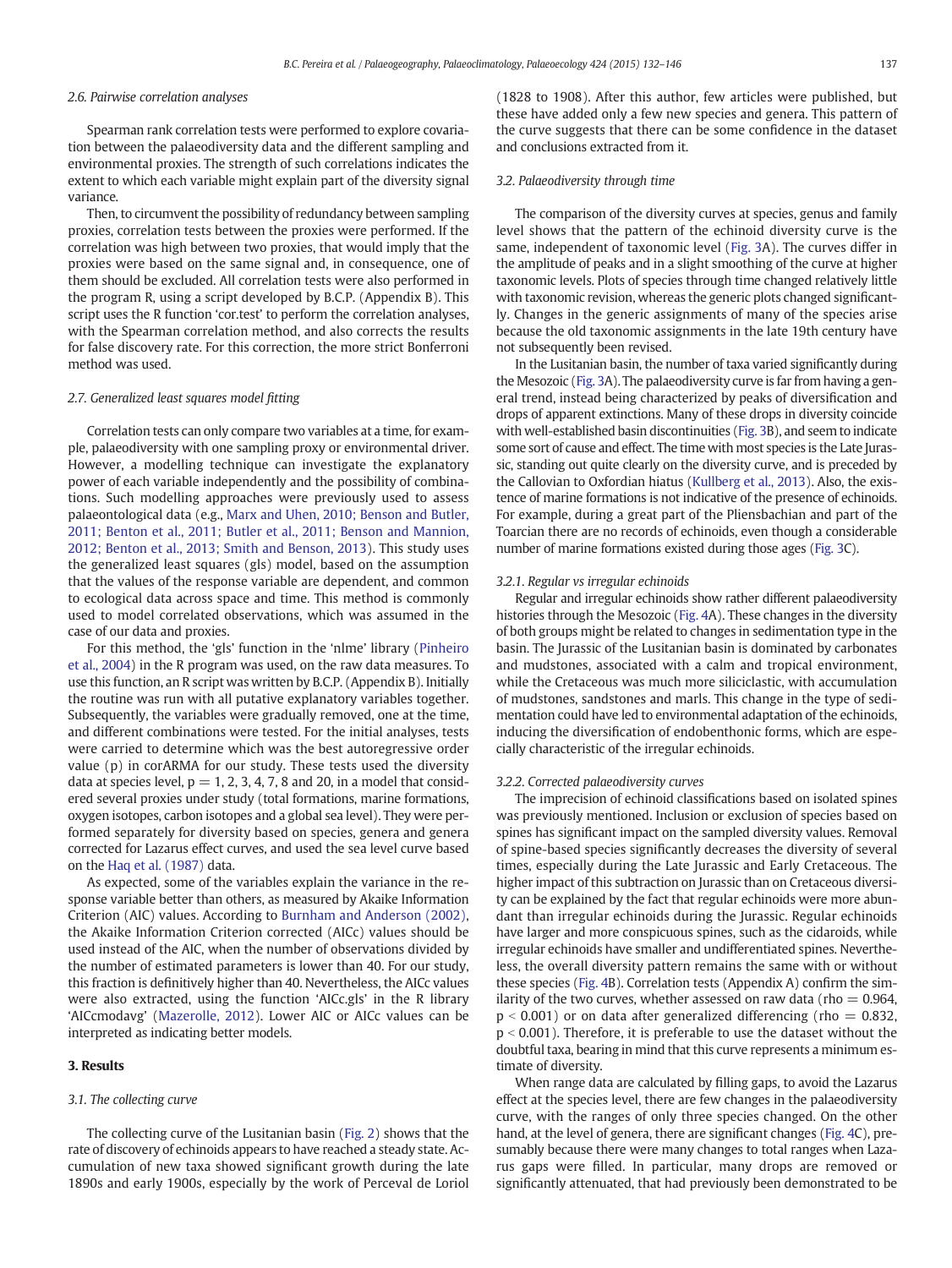### 2.6. Pairwise correlation analyses

Spearman rank correlation tests were performed to explore covariation between the palaeodiversity data and the different sampling and environmental proxies. The strength of such correlations indicates the extent to which each variable might explain part of the diversity signal variance.

Then, to circumvent the possibility of redundancy between sampling proxies, correlation tests between the proxies were performed. If the correlation was high between two proxies, that would imply that the proxies were based on the same signal and, in consequence, one of them should be excluded. All correlation tests were also performed in the program R, using a script developed by B.C.P. (Appendix B). This script uses the R function 'cor.test' to perform the correlation analyses, with the Spearman correlation method, and also corrects the results for false discovery rate. For this correction, the more strict Bonferroni method was used.

### 2.7. Generalized least squares model fitting

Correlation tests can only compare two variables at a time, for example, palaeodiversity with one sampling proxy or environmental driver. However, a modelling technique can investigate the explanatory power of each variable independently and the possibility of combinations. Such modelling approaches were previously used to assess palaeontological data (e.g., Marx and Uhen, 2010; Benson and Butler, 2011; Benton et al., 2011; Butler et al., 2011; Benson and Mannion, 2012; Benton et al., 2013; Smith and Benson, 2013). This study uses the generalized least squares (gls) model, based on the assumption that the values of the response variable are dependent, and common to ecological data across space and time. This method is commonly used to model correlated observations, which was assumed in the case of our data and proxies.

For this method, the 'gls' function in the 'nlme' library (Pinheiro et al., 2004) in the R program was used, on the raw data measures. To use this function, an R script was written by B.C.P. (Appendix B). Initially the routine was run with all putative explanatory variables together. Subsequently, the variables were gradually removed, one at the time, and different combinations were tested. For the initial analyses, tests were carried to determine which was the best autoregressive order value (p) in corARMA for our study. These tests used the diversity data at species level, $p = 1, 2, 3, 4, 7, 8$ and 20, in a model that considered several proxies under study (total formations, marine formations, oxygen isotopes, carbon isotopes and a global sea level). They were performed separately for diversity based on species, genera and genera corrected for Lazarus effect curves, and used the sea level curve based on the Haq et al. (1987) data.

As expected, some of the variables explain the variance in the response variable better than others, as measured by Akaike Information Criterion (AIC) values. According to Burnham and Anderson (2002), the Akaike Information Criterion corrected (AICc) values should be used instead of the AIC, when the number of observations divided by the number of estimated parameters is lower than 40. For our study, this fraction is definitively higher than 40. Nevertheless, the AICc values were also extracted, using the function 'AICc.gls' in the R library 'AICcmodavg' (Mazerolle, 2012). Lower AIC or AICc values can be interpreted as indicating better models.

## 3. Results

### 3.1. The collecting curve

The collecting curve of the Lusitanian basin (Fig. 2) shows that the rate of discovery of echinoids appears to have reached a steady state. Accumulation of new taxa showed significant growth during the late 1890s and early 1900s, especially by the work of Perceval de Loriol (1828 to 1908). After this author, few articles were published, but these have added only a few new species and genera. This pattern of the curve suggests that there can be some confidence in the dataset and conclusions extracted from it.

### 3.2. Palaeodiversity through time

The comparison of the diversity curves at species, genus and family level shows that the pattern of the echinoid diversity curve is the same, independent of taxonomic level (Fig. 3A). The curves differ in the amplitude of peaks and in a slight smoothing of the curve at higher taxonomic levels. Plots of species through time changed relatively little with taxonomic revision, whereas the generic plots changed significantly. Changes in the generic assignments of many of the species arise because the old taxonomic assignments in the late 19th century have not subsequently been revised.

In the Lusitanian basin, the number of taxa varied significantly during the Mesozoic (Fig. 3A). The palaeodiversity curve is far from having a general trend, instead being characterized by peaks of diversification and drops of apparent extinctions. Many of these drops in diversity coincide with well-established basin discontinuities (Fig. 3B), and seem to indicate some sort of cause and effect. The time with most species is the Late Jurassic, standing out quite clearly on the diversity curve, and is preceded by the Callovian to Oxfordian hiatus (Kullberg et al., 2013). Also, the existence of marine formations is not indicative of the presence of echinoids. For example, during a great part of the Pliensbachian and part of the Toarcian there are no records of echinoids, even though a considerable number of marine formations existed during those ages (Fig. 3C).

#### 3.2.1. Regular vs irregular echinoids

Regular and irregular echinoids show rather different palaeodiversity histories through the Mesozoic (Fig. 4A). These changes in the diversity of both groups might be related to changes in sedimentation type in the basin. The Jurassic of the Lusitanian is dominated by carbonates and mudstones, associated with a calm and tropical environment, while the Cretaceous was much more siliciclastic, with accumulation of mudstones, sandstones and marls. This change in the type of sedimentation could have led to environmental adaptation of the echinoids, inducing the diversification of endobenthonic forms, which are especially characteristic of the irregular echinoids.

#### 3.2.2. Corrected palaeodiversity curves

The imprecision of echinoid classifications based on isolated spines was previously mentioned. Inclusion or exclusion of species based on spines has significant impact on the sampled diversity values. Removal of spine-based species significantly decreases the diversity of several times, especially during the Late Jurassic and Early Cretaceous. The higher impact of this subtraction on Jurassic than on Cretaceous diversity can be explained by the fact that regular echinoids were more abundant than irregular echinoids during the Jurassic. Regular echinoids have larger and more conspicuous spines, such as the cidaroids, while irregular echinoids have smaller and undifferentiated spines. Nevertheless, the overall diversity pattern remains the same with or without these species (Fig. 4B). Correlation tests (Appendix A) confirm the similarity of the two curves, whether assessed on raw data (rho = 0.964, $p < 0.001$) or on data after generalized differencing (rho = 0.832, $p < 0.001$). Therefore, it is preferable to use the dataset without the doubtful taxa, bearing in mind that this curve represents a minimum estimate of diversity.

When range data are calculated by filling gaps, to avoid the Lazarus effect at the species level, there are few changes in the palaeodiversity curve, with the ranges of only three species changed. On the other hand, at the level of genera, there are significant changes (Fig. 4C), presumably because there were many changes to total ranges when Lazarus gaps were filled. In particular, many drops are removed or significantly attenuated, that had previously been demonstrated to be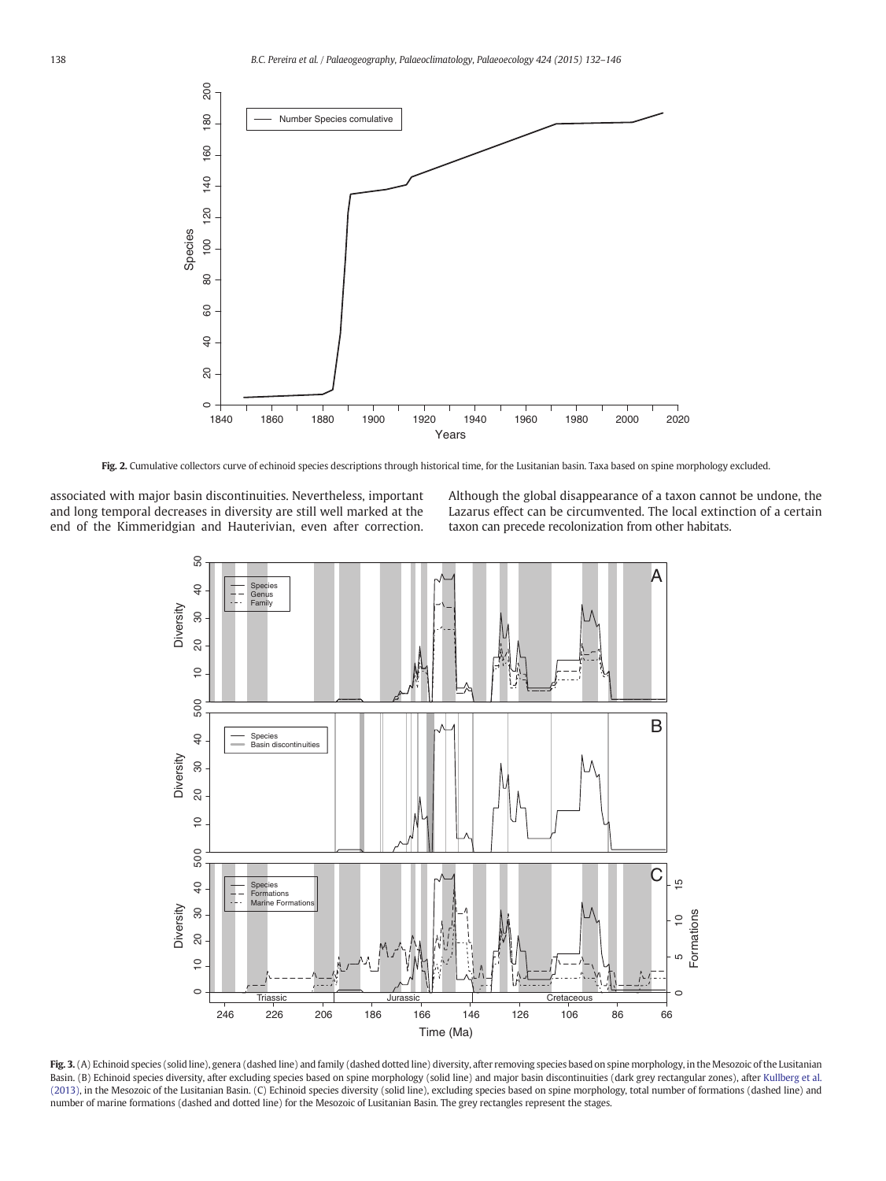Fig. 2. Cumulative collectors curve of echinoid species descriptions through historical time, for the Lusitanian basin. Taxa based on spine morphology excluded.

associated with major basin discontinuities. Nevertheless, important and long temporal decreases in diversity are still well marked at the end of the Kimmeridgian and Hauterivian, even after correction. Although the global disappearance of a taxon cannot be undone, the Lazarus effect can be circumvented. The local extinction of a certain taxon can precede recolonization from other habitats.

Fig. 3. (A) Echinoid species (solid line), genera (dashed line) and family (dashed dotted line) diversity, after removing species based on spine morphology, in the Mesozoic of the Lusitanian Basin. (B) Echinoid species diversity, after excluding species based on spine morphology (solid line) and major basin discontinuities (dark grey rectangular zones), after Kullberg et al. (2013), in the Mesozoic of the Lusitanian Basin. (C) Echinoid species diversity (solid line), excluding species based on spine morphology, total number of formations (dashed line) and number of marine formations (dashed and dotted line) for the Mesozoic of Lusitanian Basin. The grey rectangles represent the stages.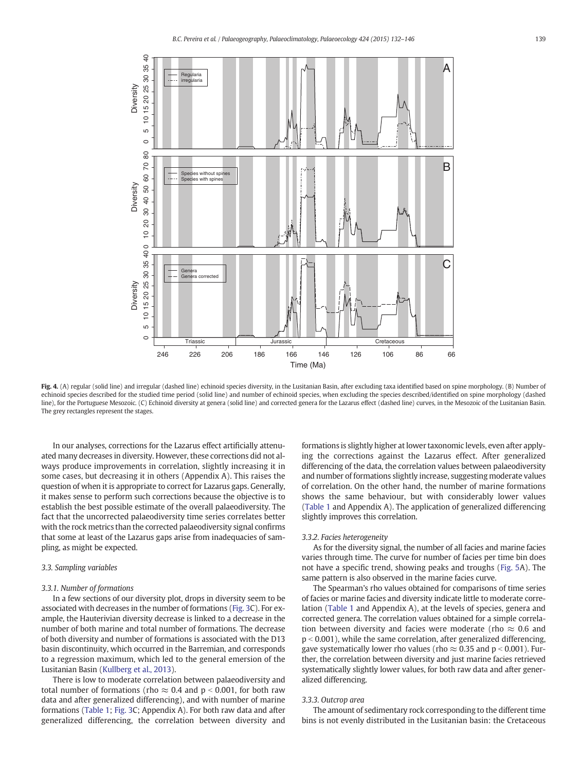**Fig. 4.** (A) regular (solid line) and irregular (dashed line) echinoid species diversity, in the Lusitanian Basin, after excluding taxa identified based on spine morphology. (B) Number of echinoid species described for the studied time period (solid line) and number of echinoid species, when excluding the species described/identified on spine morphology (dashed line), for the Portuguese Mesozoic. (C) Echinoid diversity at genera (solid line) and corrected genera for the Lazarus effect (dashed line) curves, in the Mesozoic of the Lusitanian Basin. The grey rectangles represent the stages.

In our analyses, corrections for the Lazarus effect artificially attenuated many decreases in diversity. However, these corrections did not always produce improvements in correlation, slightly increasing it in some cases, but decreasing it in others (Appendix A). This raises the question of when it is appropriate to correct for Lazarus gaps. Generally, it makes sense to perform such corrections because the objective is to establish the best possible estimate of the overall palaeodiversity. The fact that the uncorrected palaeodiversity time series correlates better with the rock metrics than the corrected palaeodiversity signal confirms that some at least of the Lazarus gaps arise from inadequacies of sampling, as might be expected.

### 3.3. Sampling variables

#### 3.3.1. Number of formations

In a few sections of our diversity plot, drops in diversity seem to be associated with decreases in the number of formations (Fig. 3C). For example, the Hauterivian diversity decrease is linked to a decrease in the number of both marine and total number of formations. The decrease of both diversity and number of formations is associated with the D13 basin discontinuity, which occurred in the Barremian, and corresponds to a regression maximum, which led to the general emersion of the Lusitanian Basin (Kullberg et al., 2013).

There is low to moderate correlation between palaeodiversity and total number of formations (rho $\approx$ 0.4 and $p < 0.001$, for both raw data and after generalized differencing), and with number of marine formations (Table 1; Fig. 3C; Appendix A). For both raw data and after generalized differencing, the correlation between diversity and formations is slightly higher at lower taxonomic levels, even after applying the corrections against the Lazarus effect. After generalized differencing of the data, the correlation values between palaeodiversity and number of formations slightly increase, suggesting moderate values of correlation. On the other hand, the number of marine formations shows the same behaviour, but with considerably lower values (Table 1 and Appendix A). The application of generalized differencing slightly improves this correlation.

#### 3.3.2. Facies heterogeneity

As for the diversity signal, the number of all facies and marine facies varies through time. The curve for number of facies per time bin does not have a specific trend, showing peaks and troughs (Fig. 5A). The same pattern is also observed in the marine facies curve.

The Spearman's rho values obtained for comparisons of time series of facies or marine facies and diversity indicate little to moderate correlation (Table 1 and Appendix A), at the levels of species, genera and corrected genera. The correlation values obtained for a simple correlation between diversity and facies were moderate (rho $\approx$ 0.6 and $p < 0.001$), while the same correlation, after generalized differencing, gave systematically lower rho values (rho $\approx$ 0.35 and $p < 0.001$). Further, the correlation between diversity and just marine facies retrieved systematically slightly lower values, for both raw data and after generalized differencing.

#### 3.3.3. Outcrop area

The amount of sedimentary rock corresponding to the different time bins is not evenly distributed in the Lusitanian basin: the Cretaceous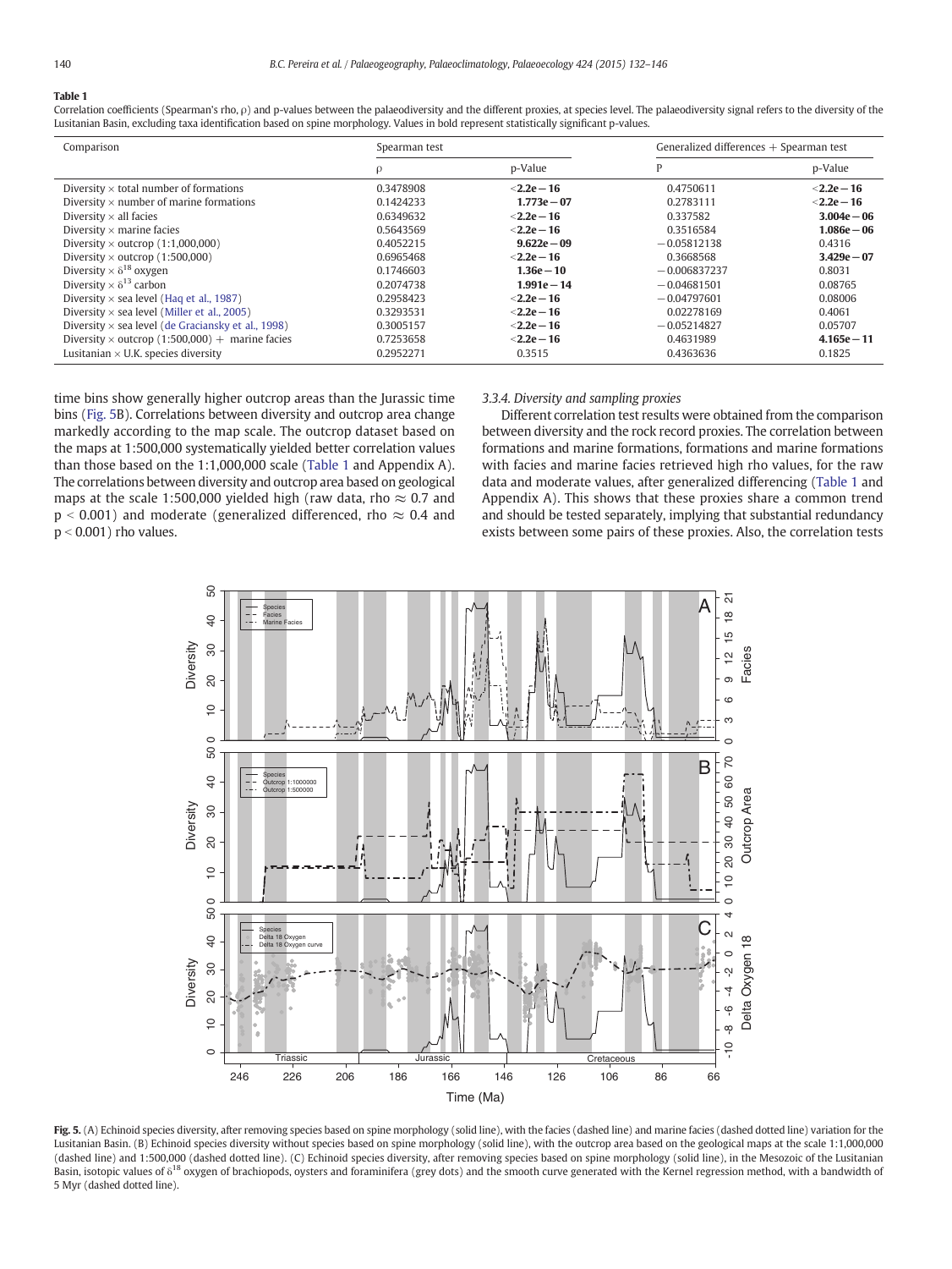**Table 1**

Correlation coefficients (Spearman's rho, ρ) and p-values between the palaeodiversity and the different proxies, at species level. The palaeodiversity signal refers to the diversity of the Lusitanian Basin, excluding taxa identification based on spine morphology. Values in bold represent statistically significant p-values.

| Comparison | Spearman test | | Generalized differences + Spearman test | |
|---|---|---|---|---|
| | ρ | p-Value | P | p-Value |
| Diversity × total number of formations | 0.3478908 | **<2.2e−16** | 0.4750611 | **<2.2e−16** |
| Diversity × number of marine formations | 0.1424233 | **1.773e−07** | 0.2783111 | **<2.2e−16** |
| Diversity × all facies | 0.6349632 | **<2.2e−16** | 0.337582 | **3.004e−06** |
| Diversity × marine facies | 0.5643569 | **<2.2e−16** | 0.3516584 | **1.086e−06** |
| Diversity × outcrop (1:1,000,000) | 0.4052215 | **9.622e−09** | −0.05812138 | 0.4316 |
| Diversity × outcrop (1:500,000) | 0.6965468 | **<2.2e−16** | 0.3668568 | **3.429e−07** |
| Diversity × $\delta^{18}$ oxygen | 0.1746603 | **1.36e−10** | −0.006837237 | 0.8031 |
| Diversity × $\delta^{13}$ carbon | 0.2074738 | **1.991e−14** | −0.04681501 | 0.08765 |
| Diversity × sea level (Haq et al., 1987) | 0.2958423 | **<2.2e−16** | −0.04797601 | 0.08006 |
| Diversity × sea level (Miller et al., 2005) | 0.3293531 | **<2.2e−16** | 0.02278169 | 0.4061 |
| Diversity × sea level (de Graciansky et al., 1998) | 0.3005157 | **<2.2e−16** | −0.05214827 | 0.05707 |
| Diversity × outcrop (1:500,000) + marine facies | 0.7253658 | **<2.2e−16** | 0.4631989 | **4.165e−11** |
| Lusitanian × U.K. species diversity | 0.2952271 | 0.3515 | 0.4363636 | 0.1825 |

time bins show generally higher outcrop areas than the Jurassic time bins (Fig. 5B). Correlations between diversity and outcrop area change markedly according to the map scale. The outcrop dataset based on the maps at 1:500,000 systematically yielded better correlation values than those based on the 1:1,000,000 scale (Table 1 and Appendix A). The correlations between diversity and outcrop area based on geological maps at the scale 1:500,000 yielded high (raw data, rho ≈ 0.7 and $p < 0.001$) and moderate (generalized differenced, rho ≈ 0.4 and $p < 0.001$) rho values.

### 3.3.4. Diversity and sampling proxies

Different correlation test results were obtained from the comparison between diversity and the rock record proxies. The correlation between formations and marine formations, formations and marine formations with facies and marine facies retrieved high rho values, for the raw data and moderate values, after generalized differencing (Table 1 and Appendix A). This shows that these proxies share a common trend and should be tested separately, implying that substantial redundancy exists between some pairs of these proxies. Also, the correlation tests

**Fig. 5.** (A) Echinoid species diversity, after removing species based on spine morphology (solid line), with the facies (dashed line) and marine facies (dashed dotted line) variation for the Lusitanian Basin. (B) Echinoid species diversity without species based on spine morphology (solid line), with the outcrop area based on the geological maps at the scale 1:1,000,000 (dashed line) and 1:500,000 (dashed dotted line). (C) Echinoid species diversity, after removing species based on spine morphology (solid line), in the Mesozoic of the Lusitanian Basin, isotopic values of $\delta^{18}$ oxygen of brachiopods, oysters and foraminifera (grey dots) and the smooth curve generated with the Kernel regression method, with a bandwidth of 5 Myr (dashed dotted line).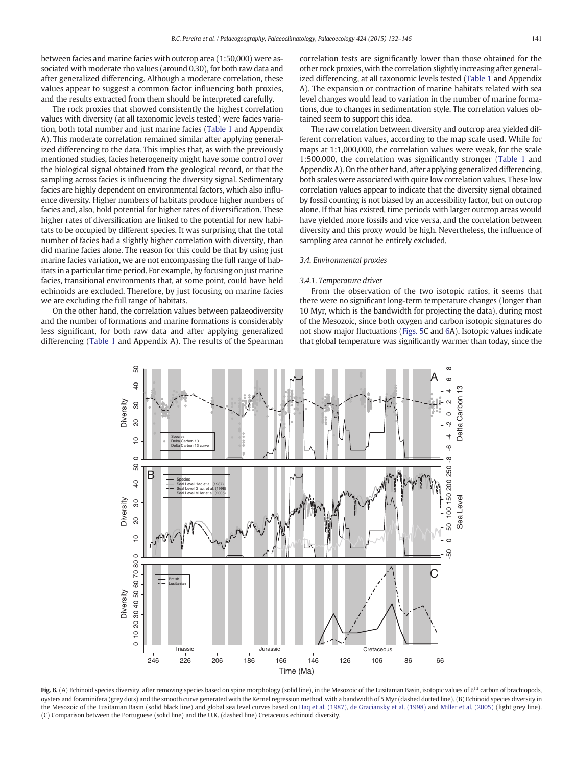between facies and marine facies with outcrop area (1:50,000) were associated with moderate rho values (around 0.30), for both raw data and after generalized differencing. Although a moderate correlation, these values appear to suggest a common factor influencing both proxies, and the results extracted from them should be interpreted carefully.

The rock proxies that showed consistently the highest correlation values with diversity (at all taxonomic levels tested) were facies variation, both total number and just marine facies (Table 1 and Appendix A). This moderate correlation remained similar after applying generalized differencing to the data. This implies that, as with the previously mentioned studies, facies heterogeneity might have some control over the biological signal obtained from the geological record, or that the sampling across facies is influencing the diversity signal. Sedimentary facies are highly dependent on environmental factors, which also influence diversity. Higher numbers of habitats produce higher numbers of facies and, also, hold potential for higher rates of diversification. These higher rates of diversification are linked to the potential for new habitats to be occupied by different species. It was surprising that the total number of facies had a slightly higher correlation with diversity, than did marine facies alone. The reason for this could be that by using just marine facies variation, we are not encompassing the full range of habitats in a particular time period. For example, by focusing on just marine facies, transitional environments that, at some point, could have held echinoids are excluded. Therefore, by just focusing on marine facies we are excluding the full range of habitats.

On the other hand, the correlation values between palaeodiversity and the number of formations and marine formations is considerably less significant, for both raw data and after applying generalized differencing (Table 1 and Appendix A). The results of the Spearman correlation tests are significantly lower than those obtained for the other rock proxies, with the correlation slightly increasing after generalized differencing, at all taxonomic levels tested (Table 1 and Appendix A). The expansion or contraction of marine habitats related with sea level changes would lead to variation in the number of marine formations, due to changes in sedimentation style. The correlation values obtained seem to support this idea.

The raw correlation between diversity and outcrop area yielded different correlation values, according to the map scale used. While for maps at 1:1,000,000, the correlation values were weak, for the scale 1:500,000, the correlation was significantly stronger (Table 1 and Appendix A). On the other hand, after applying generalized differencing, both scales were associated with quite low correlation values. These low correlation values appear to indicate that the diversity signal obtained by fossil counting is not biased by an accessibility factor, but on outcrop alone. If that bias existed, time periods with larger outcrop areas would have yielded more fossils and vice versa, and the correlation between diversity and this proxy would be high. Nevertheless, the influence of sampling area cannot be entirely excluded.

### 3.4. Environmental proxies

#### 3.4.1. Temperature driver

From the observation of the two isotopic ratios, it seems that there were no significant long-term temperature changes (longer than 10 Myr, which is the bandwidth for projecting the data), during most of the Mesozoic, since both oxygen and carbon isotopic signatures do not show major fluctuations (Figs. 5C and 6A). Isotopic values indicate that global temperature was significantly warmer than today, since the

**Fig. 6.** (A) Echinoid species diversity, after removing species based on spine morphology (solid line), in the Mesozoic of the Lusitanian Basin, isotopic values of $\delta^{13}$ carbon of brachiopods, oysters and foraminifera (grey dots) and the smooth curve generated with the Kernel regression method, with a bandwidth of 5 Myr (dashed dotted line). (B) Echinoid species diversity in the Mesozoic of the Lusitanian Basin (solid black line) and global sea level curves based on Haq et al. (1987), de Graciansky et al. (1998) and Miller et al. (2005) (light grey line). (C) Comparison between the Portuguese (solid line) and the U.K. (dashed line) Cretaceous echinoid diversity.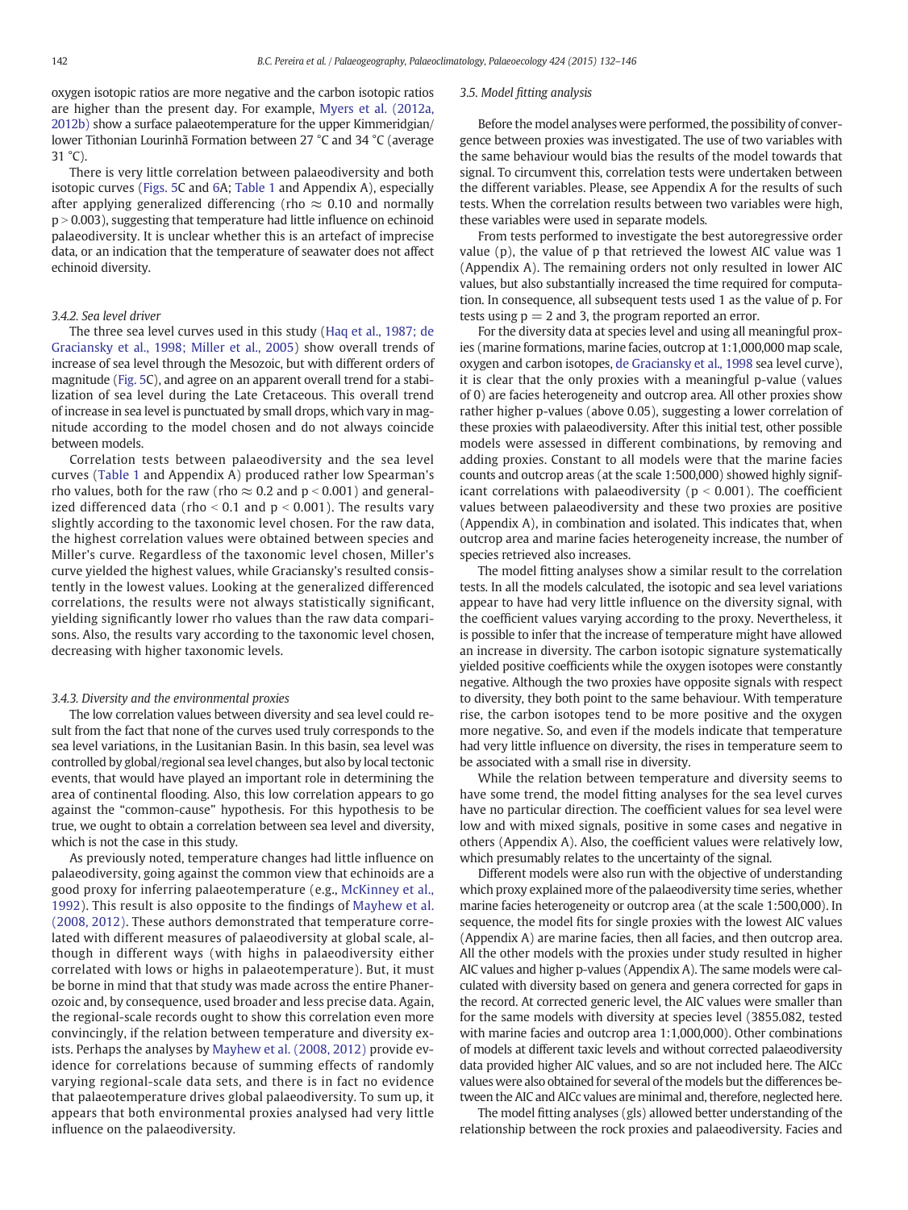oxygen isotopic ratios are more negative and the carbon isotopic ratios are higher than the present day. For example, Myers et al. (2012a, 2012b) show a surface palaeotemperature for the upper Kimmeridgian/lower Tithonian Lourinhã Formation between 27 °C and 34 °C (average 31 °C).

There is very little correlation between palaeodiversity and both isotopic curves (Figs. 5C and 6A; Table 1 and Appendix A), especially after applying generalized differencing (rho ≈ 0.10 and normally $p > 0.003$), suggesting that temperature had little influence on echinoid palaeodiversity. It is unclear whether this is an artefact of imprecise data, or an indication that the temperature of seawater does not affect echinoid diversity.

#### 3.4.2. Sea level driver

The three sea level curves used in this study (Haq et al., 1987; de Graciansky et al., 1998; Miller et al., 2005) show overall trends of increase of sea level through the Mesozoic, but with different orders of magnitude (Fig. 5C), and agree on an apparent overall trend for a stabilization of sea level during the Late Cretaceous. This overall trend of increase in sea level is punctuated by small drops, which vary in magnitude according to the model chosen and do not always coincide between models.

Correlation tests between palaeodiversity and the sea level curves (Table 1 and Appendix A) produced rather low Spearman's rho values, both for the raw (rho ≈ 0.2 and $p < 0.001$) and generalized differenced data (rho < 0.1 and $p < 0.001$). The results vary slightly according to the taxonomic level chosen. For the raw data, the highest correlation values were obtained between species and Miller's curve. Regardless of the taxonomic level chosen, Miller's curve yielded the highest values, while Graciansky's resulted consistently in the lowest values. Looking at the generalized differenced correlations, the results were not always statistically significant, yielding significantly lower rho values than the raw data comparisons. Also, the results vary according to the taxonomic level chosen, decreasing with higher taxonomic levels.

#### 3.4.3. Diversity and the environmental proxies

The low correlation values between diversity and sea level could result from the fact that none of the curves used truly corresponds to the sea level variations, in the Lusitanian Basin. In this basin, sea level was controlled by global/regional sea level changes, but also by local tectonic events, that would have played an important role in determining the area of continental flooding. Also, this low correlation appears to go against the "common-cause" hypothesis. For this hypothesis to be true, we ought to obtain a correlation between sea level and diversity, which is not the case in this study.

As previously noted, temperature changes had little influence on palaeodiversity, going against the common view that echinoids are a good proxy for inferring palaeotemperature (e.g., McKinney et al., 1992). This result is also opposite to the findings of Mayhew et al. (2008, 2012). These authors demonstrated that temperature correlated with different measures of palaeodiversity at global scale, although in different ways (with highs in palaeodiversity either correlated with lows or highs in palaeotemperature). But, it must be borne in mind that that study was made across the entire Phanerozoic and, by consequence, used broader and less precise data. Again, the regional-scale records ought to show this correlation even more convincingly, if the relation between temperature and diversity exists. Perhaps the analyses by Mayhew et al. (2008, 2012) provide evidence for correlations because of summing effects of randomly varying regional-scale data sets, and there is in fact no evidence that palaeotemperature drives global palaeodiversity. To sum up, it appears that both environmental proxies analysed had very little influence on the palaeodiversity.

### 3.5. Model fitting analysis

Before the model analyses were performed, the possibility of convergence between proxies was investigated. The use of two variables with the same behaviour would bias the results of the model towards that signal. To circumvent this, correlation tests were undertaken between the different variables. Please, see Appendix A for the results of such tests. When the correlation results between two variables were high, these variables were used in separate models.

From tests performed to investigate the best autoregressive order value (p), the value of p that retrieved the lowest AIC value was 1 (Appendix A). The remaining orders not only resulted in lower AIC values, but also substantially increased the time required for computation. In consequence, all subsequent tests used 1 as the value of p. For tests using $p = 2$ and 3, the program reported an error.

For the diversity data at species level and using all meaningful proxies (marine formations, marine facies, outcrop at 1:1,000,000 map scale, oxygen and carbon isotopes, de Graciansky et al., 1998 sea level curve), it is clear that the only proxies with a meaningful p-value (values of 0) are facies heterogeneity and outcrop area. All other proxies show rather higher p-values (above 0.05), suggesting a lower correlation of these proxies with palaeodiversity. After this initial test, other possible models were assessed in different combinations, by removing and adding proxies. Constant to all models were that the marine facies counts and outcrop areas (at the scale 1:500,000) showed highly significant correlations with palaeodiversity ($p < 0.001$). The coefficient values between palaeodiversity and these two proxies are positive (Appendix A), in combination and isolated. This indicates that, when outcrop area and marine facies heterogeneity increase, the number of species retrieved also increases.

The model fitting analyses show a similar result to the correlation tests. In all the models calculated, the isotopic and sea level variations appear to have had very little influence on the diversity signal, with the coefficient values varying according to the proxy. Nevertheless, it is possible to infer that the increase of temperature might have allowed an increase in diversity. The carbon isotopic signature systematically yielded positive coefficients while the oxygen isotopes were constantly negative. Although the two proxies have opposite signals with respect to diversity, they both point to the same behaviour. With temperature rise, the carbon isotopes tend to be more positive and the oxygen more negative. So, and even if the models indicate that temperature had very little influence on diversity, the rises in temperature seem to be associated with a small rise in diversity.

While the relation between temperature and diversity seems to have some trend, the model fitting analyses for the sea level curves have no particular direction. The coefficient values for sea level were low and with mixed signals, positive in some cases and negative in others (Appendix A). Also, the coefficient values were relatively low, which presumably relates to the uncertainty of the signal.

Different models were also run with the objective of understanding which proxy explained more of the palaeodiversity time series, whether marine facies heterogeneity or outcrop area (at the scale 1:500,000). In sequence, the model fits for single proxies with the lowest AIC values (Appendix A) are marine facies, then all facies, and then outcrop area. All the other models with the proxies under study resulted in higher AIC values and higher p-values (Appendix A). The same models were calculated with diversity based on genera and genera corrected for gaps in the record. At corrected generic level, the AIC values were smaller than for the same models with diversity at species level (3855.082, tested with marine facies and outcrop area 1:1,000,000). Other combinations of models at different taxic levels and without corrected palaeodiversity data provided higher AIC values, and so are not included here. The AICc values were also obtained for several of the models but the differences between the AIC and AICc values are minimal and, therefore, neglected here.

The model fitting analyses (gls) allowed better understanding of the relationship between the rock proxies and palaeodiversity. Facies and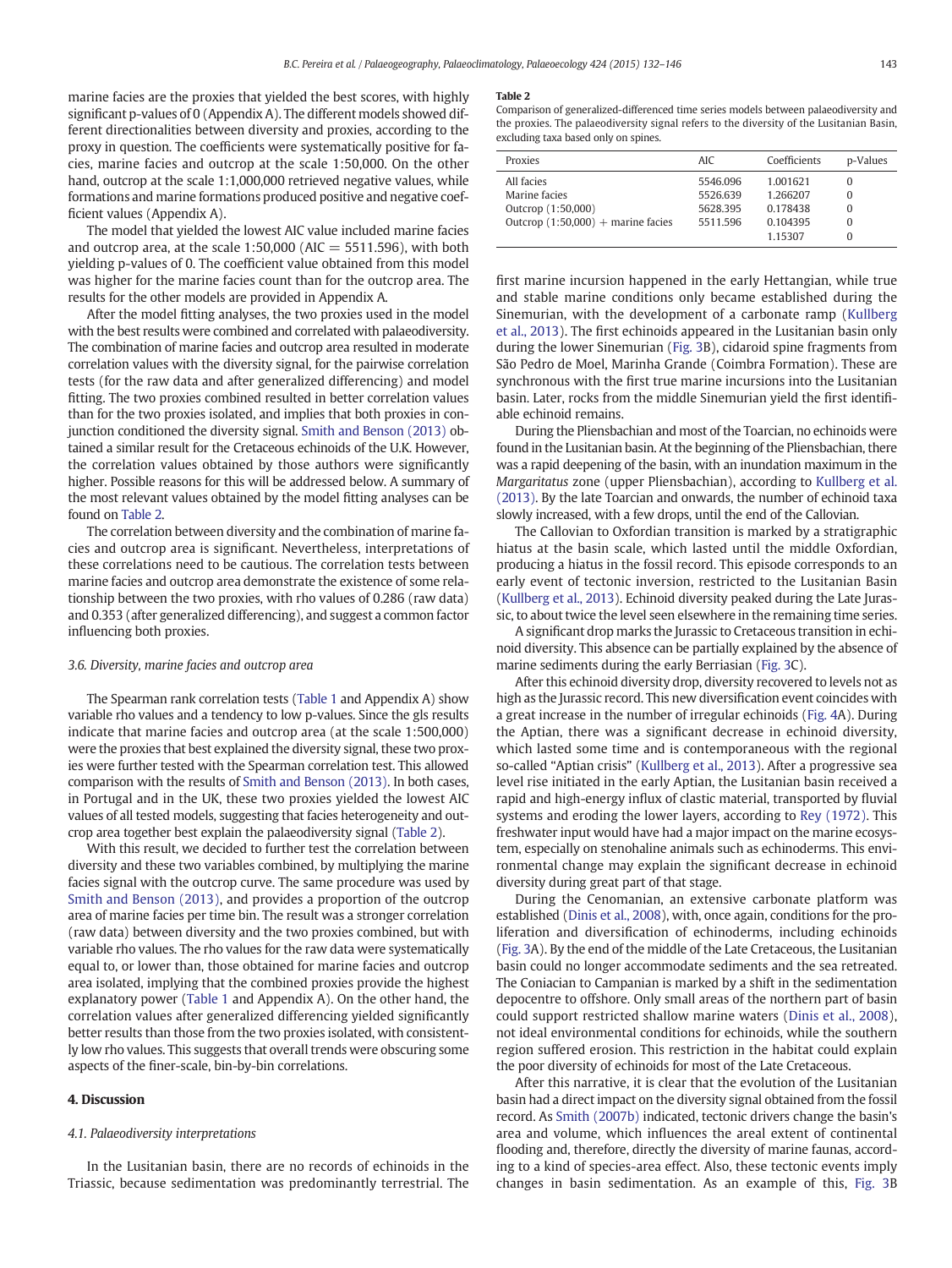marine facies are the proxies that yielded the best scores, with highly significant p-values of 0 (Appendix A). The different models showed different directionalities between diversity and proxies, according to the proxy in question. The coefficients were systematically positive for facies, marine facies and outcrop at the scale 1:50,000. On the other hand, outcrop at the scale 1:1,000,000 retrieved negative values, while formations and marine formations produced positive and negative coefficient values (Appendix A).

The model that yielded the lowest AIC value included marine facies and outcrop area, at the scale 1:50,000 (AIC = 5511.596), with both yielding p-values of 0. The coefficient value obtained from this model was higher for the marine facies count than for the outcrop area. The results for the other models are provided in Appendix A.

After the model fitting analyses, the two proxies used in the model with the best results were combined and correlated with palaeodiversity. The combination of marine facies and outcrop area resulted in moderate correlation values with the diversity signal, for the pairwise correlation tests (for the raw data and after generalized differencing) and model fitting. The two proxies combined resulted in better correlation values than for the two proxies isolated, and implies that both proxies in conjunction conditioned the diversity signal. Smith and Benson (2013) obtained a similar result for the Cretaceous echinoids of the U.K. However, the correlation values obtained by those authors were significantly higher. Possible reasons for this will be addressed below. A summary of the most relevant values obtained by the model fitting analyses can be found on Table 2.

The correlation between diversity and the combination of marine facies and outcrop area is significant. Nevertheless, interpretations of these correlations need to be cautious. The correlation tests between marine facies and outcrop area demonstrate the existence of some relationship between the two proxies, with rho values of 0.286 (raw data) and 0.353 (after generalized differencing), and suggest a common factor influencing both proxies.

### 3.6. Diversity, marine facies and outcrop area

The Spearman rank correlation tests (Table 1 and Appendix A) show variable rho values and a tendency to low p-values. Since the gls results indicate that marine facies and outcrop area (at the scale 1:500,000) were the proxies that best explained the diversity signal, these two proxies were further tested with the Spearman correlation test. This allowed comparison with the results of Smith and Benson (2013). In both cases, in Portugal and in the UK, these two proxies yielded the lowest AIC values of all tested models, suggesting that facies heterogeneity and outcrop area together best explain the palaeodiversity signal (Table 2).

With this result, we decided to further test the correlation between diversity and these two variables combined, by multiplying the marine facies signal with the outcrop curve. The same procedure was used by Smith and Benson (2013), and provides a proportion of the outcrop area of marine facies per time bin. The result was a stronger correlation (raw data) between diversity and the two proxies combined, but with variable rho values. The rho values for the raw data were systematically equal to, or lower than, those obtained for marine facies and outcrop area isolated, implying that the combined proxies provide the highest explanatory power (Table 1 and Appendix A). On the other hand, the correlation values after generalized differencing yielded significantly better results than those from the two proxies isolated, with consistently low rho values. This suggests that overall trends were obscuring some aspects of the finer-scale, bin-by-bin correlations.

## 4. Discussion

### 4.1. Palaeodiversity interpretations

In the Lusitanian basin, there are no records of echinoids in the Triassic, because sedimentation was predominantly terrestrial. The first marine incursion happened in the early Hettangian, while true and stable marine conditions only became established during the Sinemurian, with the development of a carbonate ramp (Kullberg et al., 2013). The first echinoids appeared in the Lusitanian basin only during the lower Sinemurian (Fig. 3B), cidaroid spine fragments from São Pedro de Moel, Marinha Grande (Coimbra Formation). These are synchronous with the first true marine incursions into the Lusitanian basin. Later, rocks from the middle Sinemurian yield the first identifiable echinoid remains.

**Table 2**
Comparison of generalized-differenced time series models between palaeodiversity and the proxies. The palaeodiversity signal refers to the diversity of the Lusitanian Basin, excluding taxa based only on spines.

| Proxies | AIC | Coefficients | p-Values |
|---|---|---|---|
| All facies | 5546.096 | 1.001621 | 0 |
| Marine facies | 5526.639 | 1.266207 | 0 |
| Outcrop (1:50,000) | 5628.395 | 0.178438 | 0 |
| Outcrop (1:50,000) + marine facies | 5511.596 | 0.104395 | 0 |
| | | 1.15307 | 0 |

During the Pliensbachian and most of the Toarcian, no echinoids were found in the Lusitanian basin. At the beginning of the Pliensbachian, there was a rapid deepening of the basin, with an inundation maximum in the *Margaritatus* zone (upper Pliensbachian), according to Kullberg et al. (2013). By the late Toarcian and onwards, the number of echinoid taxa slowly increased, with a few drops, until the end of the Callovian.

The Callovian to Oxfordian transition is marked by a stratigraphic hiatus at the basin scale, which lasted until the middle Oxfordian, producing a hiatus in the fossil record. This episode corresponds to an early event of tectonic inversion, restricted to the Lusitanian Basin (Kullberg et al., 2013). Echinoid diversity peaked during the Late Jurassic, to about twice the level seen elsewhere in the remaining time series.

A significant drop marks the Jurassic to Cretaceous transition in echinoid diversity. This absence can be partially explained by the absence of marine sediments during the early Berriasian (Fig. 3C).

After this echinoid diversity drop, diversity recovered to levels not as high as the Jurassic record. This new diversification event coincides with a great increase in the number of irregular echinoids (Fig. 4A). During the Aptian, there was a significant decrease in echinoid diversity, which lasted some time and is contemporaneous with the regional so-called "Aptian crisis" (Kullberg et al., 2013). After a progressive sea level rise initiated in the early Aptian, the Lusitanian basin received a rapid and high-energy influx of clastic material, transported by fluvial systems and eroding the lower layers, according to Rey (1972). This freshwater input would have had a major impact on the marine ecosystem, especially on stenohaline animals such as echinoderms. This environmental change may explain the significant decrease in echinoid diversity during great part of that stage.

During the Cenomanian, an extensive carbonate platform was established (Dinis et al., 2008), with, once again, conditions for the proliferation and diversification of echinoderms, including echinoids (Fig. 3A). By the end of the middle of the Late Cretaceous, the Lusitanian basin could no longer accommodate sediments and the sea retreated. The Coniacian to Campanian is marked by a shift in the sedimentation depocentre to offshore. Only small areas of the northern part of basin could support restricted shallow marine waters (Dinis et al., 2008), not ideal environmental conditions for echinoids, while the southern region suffered erosion. This restriction in the habitat could explain the poor diversity of echinoids for most of the Late Cretaceous.

After this narrative, it is clear that the evolution of the Lusitanian basin had a direct impact on the diversity signal obtained from the fossil record. As Smith (2007b) indicated, tectonic drivers change the basin's area and volume, which influences the areal extent of continental flooding and, therefore, directly the diversity of marine faunas, according to a kind of species-area effect. Also, these tectonic events imply changes in basin sedimentation. As an example of this, Fig. 3B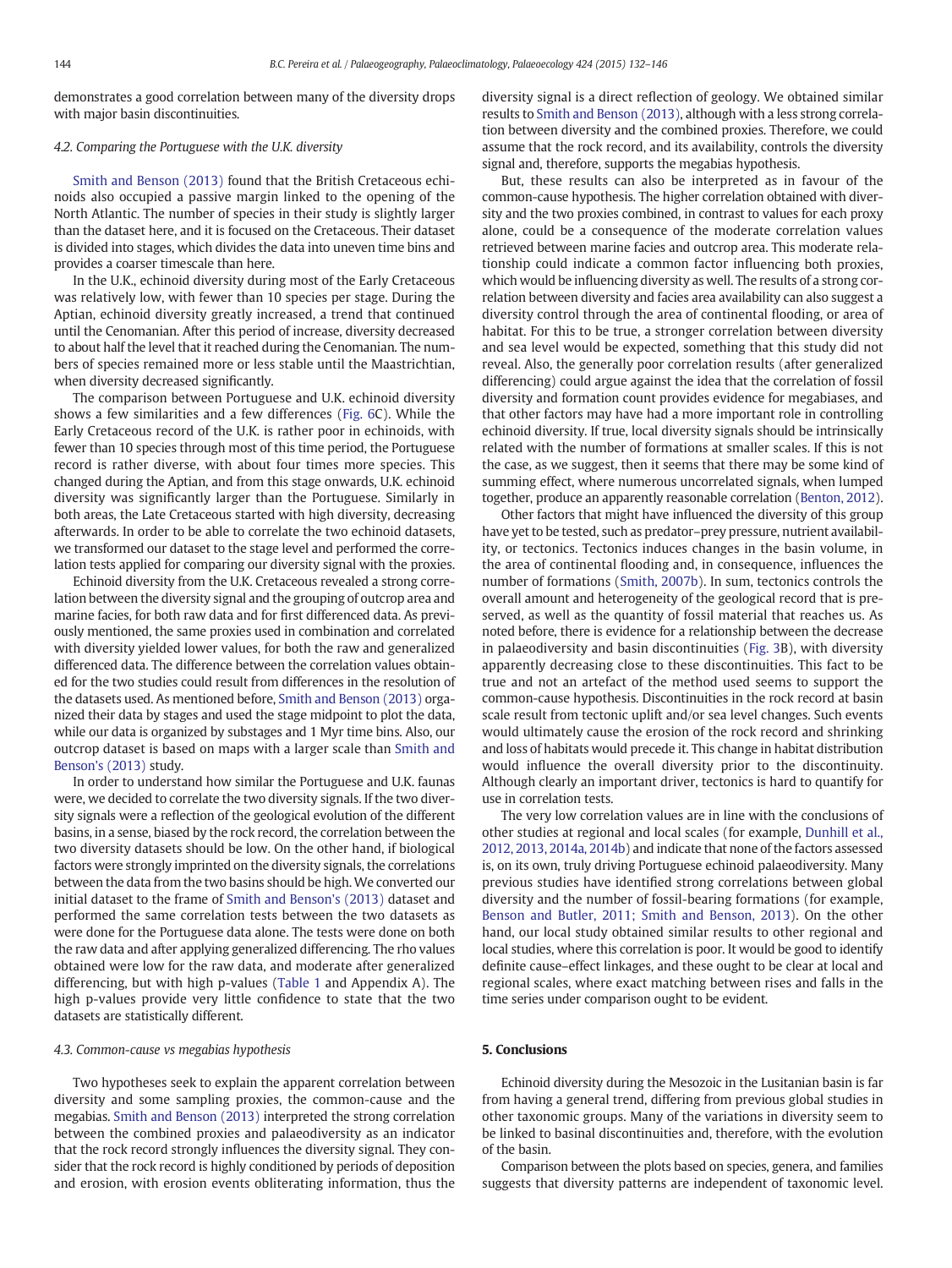demonstrates a good correlation between many of the diversity drops with major basin discontinuities.

### 4.2. Comparing the Portuguese with the U.K. diversity

Smith and Benson (2013) found that the British Cretaceous echinoids also occupied a passive margin linked to the opening of the North Atlantic. The number of species in their study is slightly larger than the dataset here, and it is focused on the Cretaceous. Their dataset is divided into stages, which divides the data into uneven time bins and provides a coarser timescale than here.

In the U.K., echinoid diversity during most of the Early Cretaceous was relatively low, with fewer than 10 species per stage. During the Aptian, echinoid diversity greatly increased, a trend that continued until the Cenomanian. After this period of increase, diversity decreased to about half the level that it reached during the Cenomanian. The numbers of species remained more or less stable until the Maastrichtian, when diversity decreased significantly.

The comparison between Portuguese and U.K. echinoid diversity shows a few similarities and a few differences (Fig. 6C). While the Early Cretaceous record of the U.K. is rather poor in echinoids, with fewer than 10 species through most of this time period, the Portuguese record is rather diverse, with about four times more species. This changed during the Aptian, and from this stage onwards, U.K. echinoid diversity was significantly larger than the Portuguese. Similarly in both areas, the Late Cretaceous started with high diversity, decreasing afterwards. In order to be able to correlate the two echinoid datasets, we transformed our dataset to the stage level and performed the correlation tests applied for comparing our diversity signal with the proxies.

Echinoid diversity from the U.K. Cretaceous revealed a strong correlation between the diversity signal and the grouping of outcrop area and marine facies, for both raw data and for first differenced data. As previously mentioned, the same proxies used in combination and correlated with diversity yielded lower values, for both the raw and generalized differenced data. The difference between the correlation values obtained for the two studies could result from differences in the resolution of the datasets used. As mentioned before, Smith and Benson (2013) organized their data by stages and used the stage midpoint to plot the data, while our data is organized by substages and 1 Myr time bins. Also, our outcrop dataset is based on maps with a larger scale than Smith and Benson's (2013) study.

In order to understand how similar the Portuguese and U.K. faunas were, we decided to correlate the two diversity signals. If the two diversity signals were a reflection of the geological evolution of the different basins, in a sense, biased by the rock record, the correlation between the two diversity datasets should be low. On the other hand, if biological factors were strongly imprinted on the diversity signals, the correlations between the data from the two basins should be high. We converted our initial dataset to the frame of Smith and Benson's (2013) dataset and performed the same correlation tests between the two datasets as were done for the Portuguese data alone. The tests were done on both the raw data and after applying generalized differencing. The rho values obtained were low for the raw data, and moderate after generalized differencing, but with high p-values (Table 1 and Appendix A). The high p-values provide very little confidence to state that the two datasets are statistically different.

### 4.3. Common-cause vs megabias hypothesis

Two hypotheses seek to explain the apparent correlation between diversity and some sampling proxies, the common-cause and the megabias. Smith and Benson (2013) interpreted the strong correlation between the combined proxies and palaeodiversity as an indicator that the rock record strongly influences the diversity signal. They consider that the rock record is highly conditioned by periods of deposition and erosion, with erosion events obliterating information, thus the diversity signal is a direct reflection of geology. We obtained similar results to Smith and Benson (2013), although with a less strong correlation between diversity and the combined proxies. Therefore, we could assume that the rock record, and its availability, controls the diversity signal and, therefore, supports the megabias hypothesis.

But, these results can also be interpreted as in favour of the common-cause hypothesis. The higher correlation obtained with diversity and the two proxies combined, in contrast to values for each proxy alone, could be a consequence of the moderate correlation values retrieved between marine facies and outcrop area. This moderate relationship could indicate a common factor influencing both proxies, which would be influencing diversity as well. The results of a strong correlation between diversity and facies area availability can also suggest a diversity control through the area of continental flooding, or area of habitat. For this to be true, a stronger correlation between diversity and sea level would be expected, something that this study did not reveal. Also, the generally poor correlation results (after generalized differencing) could argue against the idea that the correlation of fossil diversity and formation count provides evidence for megabiases, and that other factors may have had a more important role in controlling echinoid diversity. If true, local diversity signals should be intrinsically related with the number of formations at smaller scales. If this is not the case, as we suggest, then it seems that there may be some kind of summing effect, where numerous uncorrelated signals, when lumped together, produce an apparently reasonable correlation (Benton, 2012).

Other factors that might have influenced the diversity of this group have yet to be tested, such as predator–prey pressure, nutrient availability, or tectonics. Tectonics induces changes in the basin volume, in the area of continental flooding and, in consequence, influences the number of formations (Smith, 2007b). In sum, tectonics controls the overall amount and heterogeneity of the geological record that is preserved, as well as the quantity of fossil material that reaches us. As noted before, there is evidence for a relationship between the decrease in palaeodiversity and basin discontinuities (Fig. 3B), with diversity apparently decreasing close to these discontinuities. This fact to be true and not an artefact of the method used seems to support the common-cause hypothesis. Discontinuities in the rock record at basin scale result from tectonic uplift and/or sea level changes. Such events would ultimately cause the erosion of the rock record and shrinking and loss of habitats would precede it. This change in habitat distribution would influence the overall diversity prior to the discontinuity. Although clearly an important driver, tectonics is hard to quantify for use in correlation tests.

The very low correlation values are in line with the conclusions of other studies at regional and local scales (for example, Dunhill et al., 2012, 2013, 2014a, 2014b) and indicate that none of the factors assessed is, on its own, truly driving Portuguese echinoid palaeodiversity. Many previous studies have identified strong correlations between global diversity and the number of fossil-bearing formations (for example, Benson and Butler, 2011; Smith and Benson, 2013). On the other hand, our local study obtained similar results to other regional and local studies, where this correlation is poor. It would be good to identify definite cause–effect linkages, and these ought to be clear at local and regional scales, where exact matching between rises and falls in the time series under comparison ought to be evident.

## 5. Conclusions

Echinoid diversity during the Mesozoic in the Lusitanian basin is far from having a general trend, differing from previous global studies in other taxonomic groups. Many of the variations in diversity seem to be linked to basinal discontinuities and, therefore, with the evolution of the basin.

Comparison between the plots based on species, genera, and families suggests that diversity patterns are independent of taxonomic level.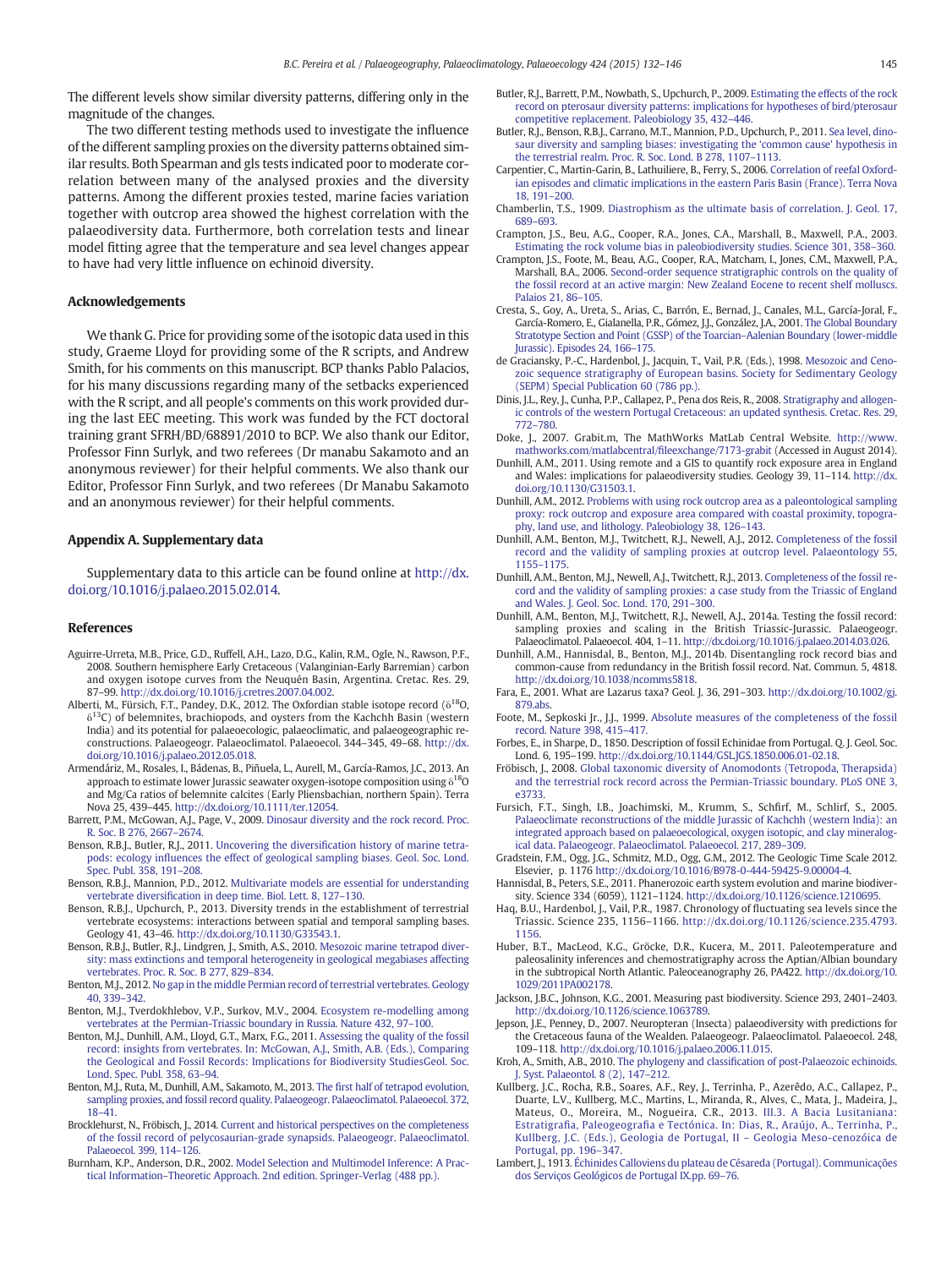The different levels show similar diversity patterns, differing only in the magnitude of the changes.

The two different testing methods used to investigate the influence of the different sampling proxies on the diversity patterns obtained similar results. Both Spearman and gls tests indicated poor to moderate correlation between many of the analysed proxies and the diversity patterns. Among the different proxies tested, marine facies variation together with outcrop area showed the highest correlation with the palaeodiversity data. Furthermore, both correlation tests and linear model fitting agree that the temperature and sea level changes appear to have had very little influence on echinoid diversity.

## Acknowledgements

We thank G. Price for providing some of the isotopic data used in this study, Graeme Lloyd for providing some of the R scripts, and Andrew Smith, for his comments on this manuscript. BCP thanks Pablo Palacios, for his many discussions regarding many of the setbacks experienced with the R script, and all people's comments on this work provided during the last EEC meeting. This work was funded by the FCT doctoral training grant SFRH/BD/68891/2010 to BCP. We also thank our Editor, Professor Finn Surlyk, and two referees (Dr manabu Sakamoto and an anonymous reviewer) for their helpful comments. We also thank our Editor, Professor Finn Surlyk, and two referees (Dr Manabu Sakamoto and an anonymous reviewer) for their helpful comments.

## Appendix A. Supplementary data

Supplementary data to this article can be found online at http://dx.doi.org/10.1016/j.palaeo.2015.02.014.

## References

Aguirre-Urreta, M.B., Price, G.D., Ruffell, A.H., Lazo, D.G., Kalin, R.M., Ogle, N., Rawson, P.F., 2008. Southern hemisphere Early Cretaceous (Valanginian-Early Barremian) carbon and oxygen isotope curves from the Neuquén Basin, Argentina. Cretac. Res. 29, 87–99. http://dx.doi.org/10.1016/j.cretres.2007.04.002.

Alberti, M., Fürsich, F.T., Pandey, D.K., 2012. The Oxfordian stable isotope record ($\delta^{18}$O, $\delta^{13}$C) of belemnites, brachiopods, and oysters from the Kachchh Basin (western India) and its potential for palaeoecologic, palaeoclimatic, and palaeogeographic reconstructions. Palaeogeogr. Palaeoclimatol. Palaeoecol. 344–345, 49–68. http://dx.doi.org/10.1016/j.palaeo.2012.05.018.

Armendáriz, M., Rosales, I., Bádenas, B., Piñuela, L., Aurell, M., García-Ramos, J.C., 2013. An approach to estimate lower Jurassic seawater oxygen-isotope composition using $\delta^{18}$O and Mg/Ca ratios of belemnite calcites (Early Pliensbachian, northern Spain). Terra Nova 25, 439–445. http://dx.doi.org/10.1111/ter.12054.

Barrett, P.M., McGowan, A.J., Page, V., 2009. Dinosaur diversity and the rock record. Proc. R. Soc. B 276, 2667–2674.

Benson, R.B.J., Butler, R.J., 2011. Uncovering the diversification history of marine tetrapods: ecology influences the effect of geological sampling biases. Geol. Soc. Lond. Spec. Publ. 358, 191–208.

Benson, R.B.J., Mannion, P.D., 2012. Multivariate models are essential for understanding vertebrate diversification in deep time. Biol. Lett. 8, 127–130.

Benson, R.B.J., Upchurch, P., 2013. Diversity trends in the establishment of terrestrial vertebrate ecosystems: interactions between spatial and temporal sampling biases. Geology 41, 43–46. http://dx.doi.org/10.1130/G33543.1.

Benson, R.B.J., Butler, R.J., Lindgren, J., Smith, A.S., 2010. Mesozoic marine tetrapod diversity: mass extinctions and temporal heterogeneity in geological megabiases affecting vertebrates. Proc. R. Soc. B 277, 829–834.

Benton, M.J., 2012. No gap in the middle Permian record of terrestrial vertebrates. Geology 40, 339–342.

Benton, M.J., Tverdokhlebov, V.P., Surkov, M.V., 2004. Ecosystem re-modelling among vertebrates at the Permian-Triassic boundary in Russia. Nature 432, 97–100.

Benton, M.J., Dunhill, A.M., Lloyd, G.T., Marx, F.G., 2011. Assessing the quality of the fossil record: insights from vertebrates. In: McGowan, A.J., Smith, A.B. (Eds.), Comparing the Geological and Fossil Records: Implications for Biodiversity StudiesGeol. Soc. Lond. Spec. Publ. 358, 63–94.

Benton, M.J., Ruta, M., Dunhill, A.M., Sakamoto, M., 2013. The first half of tetrapod evolution, sampling proxies, and fossil record quality. Palaeogeogr. Palaeoclimatol. Palaeoecol. 372, 18–41.

Brocklehurst, N., Fröbisch, J., 2014. Current and historical perspectives on the completeness of the fossil record of pelycosaurian-grade synapsids. Palaeogeogr. Palaeoclimatol. Palaeoecol. 399, 114–126.

Burnham, K.P., Anderson, D.R., 2002. Model Selection and Multimodel Inference: A Practical Information–Theoretic Approach. 2nd edition. Springer-Verlag (488 pp.).

Butler, R.J., Barrett, P.M., Nowbath, S., Upchurch, P., 2009. Estimating the effects of the rock record on pterosaur diversity patterns: implications for hypotheses of bird/pterosaur competitive replacement. Paleobiology 35, 432–446.

Butler, R.J., Benson, R.B.J., Carrano, M.T., Mannion, P.D., Upchurch, P., 2011. Sea level, dinosaur diversity and sampling biases: investigating the 'common cause' hypothesis in the terrestrial realm. Proc. R. Soc. Lond. B 278, 1107–1113.

Carpentier, C., Martin-Garin, B., Lathuiliere, B., Ferry, S., 2006. Correlation of reefal Oxfordian episodes and climatic implications in the eastern Paris Basin (France). Terra Nova 18, 191–200.

Chamberlin, T.S., 1909. Diastrophism as the ultimate basis of correlation. J. Geol. 17, 689–693.

Crampton, J.S., Beu, A.G., Cooper, R.A., Jones, C.A., Marshall, B., Maxwell, P.A., 2003. Estimating the rock volume bias in paleobiodiversity studies. Science 301, 358–360.

Crampton, J.S., Foote, M., Beau, A.G., Cooper, R.A., Matcham, I., Jones, C.M., Maxwell, P.A., Marshall, B.A., 2006. Second-order sequence stratigraphic controls on the quality of the fossil record at an active margin: New Zealand Eocene to recent shelf molluscs. Palaios 21, 86–105.

Cresta, S., Goy, A., Ureta, S., Arias, C., Barrón, E., Bernad, J., Canales, M.L., García-Joral, F., García-Romero, E., Gialanella, P.R., Gómez, J.J., González, J.A., 2001. The Global Boundary Stratotype Section and Point (GSSP) of the Toarcian–Aalenian Boundary (lower-middle Jurassic). Episodes 24, 166–175.

de Graciansky, P.-C., Hardenbol, J., Jacquin, T., Vail, P.R. (Eds.), 1998. Mesozoic and Cenozoic sequence stratigraphy of European basins. Society for Sedimentary Geology (SEPM) Special Publication 60 (786 pp.).

Dinis, J.L., Rey, J., Cunha, P.P., Callapez, P., Pena dos Reis, R., 2008. Stratigraphy and allogenic controls of the western Portugal Cretaceous: an updated synthesis. Cretac. Res. 29, 772–780.

Doke, J., 2007. Grabit.m, The MathWorks MatLab Central Website. http://www.mathworks.com/matlabcentral/fileexchange/7173-grabit (Accessed in August 2014).

Dunhill, A.M., 2011. Using remote and a GIS to quantify rock exposure area in England and Wales: implications for palaeodiversity studies. Geology 39, 11–114. http://dx.doi.org/10.1130/G31503.1.

Dunhill, A.M., 2012. Problems with using rock outcrop area as a paleontological sampling proxy: rock outcrop and exposure area compared with coastal proximity, topography, land use, and lithology. Paleobiology 38, 126–143.

Dunhill, A.M., Benton, M.J., Twitchett, R.J., Newell, A.J., 2012. Completeness of the fossil record and the validity of sampling proxies at outcrop level. Palaeontology 55, 1155–1175.

Dunhill, A.M., Benton, M.J., Newell, A.J., Twitchett, R.J., 2013. Completeness of the fossil record and the validity of sampling proxies: a case study from the Triassic of England and Wales. J. Geol. Soc. Lond. 170, 291–300.

Dunhill, A.M., Benton, M.J., Twitchett, R.J., Newell, A.J., 2014a. Testing the fossil record: sampling proxies and scaling in the British Triassic-Jurassic. Palaeogeogr. Palaeoclimatol. Palaeoecol. 404, 1–11. http://dx.doi.org/10.1016/j.palaeo.2014.03.026.

Dunhill, A.M., Hannisdal, B., Benton, M.J., 2014b. Disentangling rock record bias and common-cause from redundancy in the British fossil record. Nat. Commun. 5, 4818. http://dx.doi.org/10.1038/ncomms5818.

Fara, E., 2001. What are Lazarus taxa? Geol. J. 36, 291–303. http://dx.doi.org/10.1002/gj.879.abs.

Foote, M., Sepkoski Jr., J.J., 1999. Absolute measures of the completeness of the fossil record. Nature 398, 415–417.

Forbes, E., in Sharpe, D., 1850. Description of fossil Echinidae from Portugal. Q. J. Geol. Soc. Lond. 6, 195–199. http://dx.doi.org/10.1144/GSL.JGS.1850.006.01-02.18.

Fröbisch, J., 2008. Global taxonomic diversity of Anomodonts (Tetropoda, Therapsida) and the terrestrial rock record across the Permian-Triassic boundary. PLoS ONE 3, e3733.

Fursich, F.T., Singh, I.B., Joachimski, M., Krumm, S., Schfirf, M., Schlirf, S., 2005. Palaeoclimate reconstructions of the middle Jurassic of Kachchh (western India): an integrated approach based on palaeoecological, oxygen isotopic, and clay mineralogical data. Palaeogeogr. Palaeoclimatol. Palaeoecol. 217, 289–309.

Gradstein, F.M., Ogg, J.G., Schmitz, M.D., Ogg, G.M., 2012. The Geologic Time Scale 2012. Elsevier, p. 1176 http://dx.doi.org/10.1016/B978-0-444-59425-9.00004-4.

Hannisdal, B., Peters, S.E., 2011. Phanerozoic earth system evolution and marine biodiversity. Science 334 (6059), 1121–1124. http://dx.doi.org/10.1126/science.1210695.

Haq, B.U., Hardenbol, J., Vail, P.R., 1987. Chronology of fluctuating sea levels since the Triassic. Science 235, 1156–1166. http://dx.doi.org/10.1126/science.235.4793.1156.

Huber, B.T., MacLeod, K.G., Gröcke, D.R., Kucera, M., 2011. Paleotemperature and paleosalinity inferences and chemostratigraphy across the Aptian/Albian boundary in the subtropical North Atlantic. Paleoceanography 26, PA422. http://dx.doi.org/10.1029/2011PA002178.

Jackson, J.B.C., Johnson, K.G., 2001. Measuring past biodiversity. Science 293, 2401–2403. http://dx.doi.org/10.1126/science.1063789.

Jepson, J.E., Penney, D., 2007. Neuropteran (Insecta) palaeodiversity with predictions for the Cretaceous fauna of the Wealden. Palaeogeogr. Palaeoclimatol. Palaeoecol. 248, 109–118. http://dx.doi.org/10.1016/j.palaeo.2006.11.015.

Kroh, A., Smith, A.B., 2010. The phylogeny and classification of post-Palaeozoic echinoids. J. Syst. Palaeontol. 8 (2), 147–212.

Kullberg, J.C., Rocha, R.B., Soares, A.F., Rey, J., Terrinha, P., Azerêdo, A.C., Callapez, P., Duarte, L.V., Kullberg, M.C., Martins, L., Miranda, R., Alves, C., Mata, J., Madeira, J., Mateus, O., Moreira, M., Nogueira, C.R., 2013. III.3. A Bacia Lusitaniana: Estratigrafia, Paleogeografia e Tectónica. In: Dias, R., Araújo, A., Terrinha, P., Kullberg, J.C. (Eds.), Geologia de Portugal, II – Geologia Meso-cenozóica de Portugal, pp. 196–347.

Lambert, J., 1913. Échinides Calloviens du plateau de Césareda (Portugal). Communicações dos Serviços Geológicos de Portugal IX.pp. 69–76.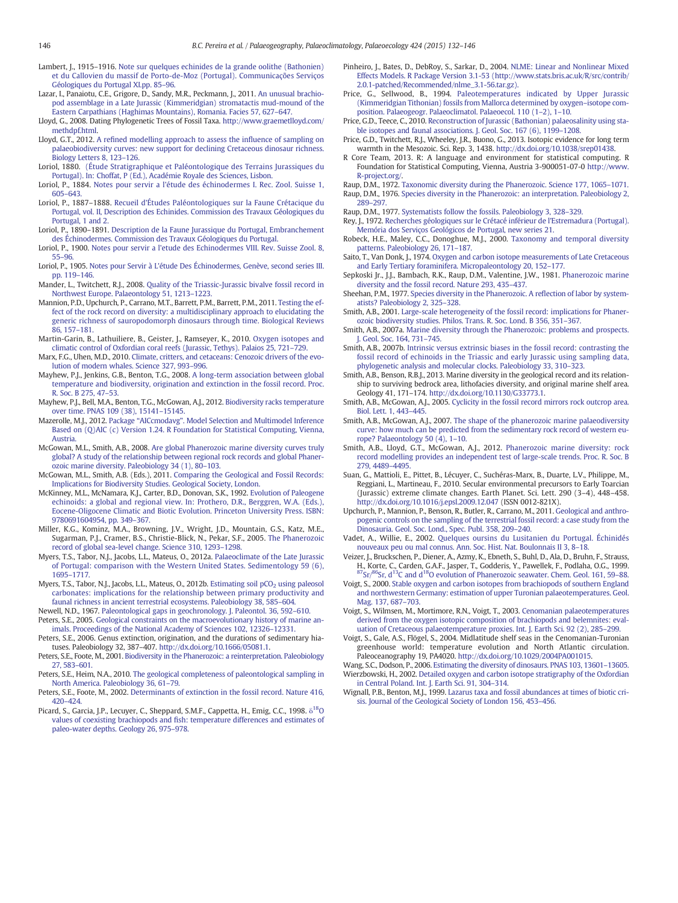Lambert, J., 1915–1916. Note sur quelques echinides de la grande oolithe (Bathonien) et du Callovien du massif de Porto-de-Moz (Portugal). Communicações Serviços Géologiques du Portugal XI.pp. 85–96.

Lazar, I., Panaiotu, C.E., Grigore, D., Sandy, M.R., Peckmann, J., 2011. An unusual brachiopod assemblage in a Late Jurassic (Kimmeridgian) stromatactis mud-mound of the Eastern Carpathians (Haghimas Mountains), Romania. Facies 57, 627–647.

Lloyd, G., 2008. Dating Phylogenetic Trees of Fossil Taxa. http://www.graemetlloyd.com/methdpf.html.

Lloyd, G.T., 2012. A refined modelling approach to assess the influence of sampling on palaeobiodiversity curves: new support for declining Cretaceous dinosaur richness. Biology Letters 8, 123–126.

Loriol, 1880. (Étude Stratigraphique et Paléontologique des Terrains Jurassiques du Portugal). In: Choffat, P (Ed.), Académie Royale des Sciences, Lisbon.

Loriol, P., 1884. Notes pour servir a l'étude des échinodermes I. Rec. Zool. Suisse 1, 605–643.

Loriol, P., 1887–1888. Recueil d'Études Paléontologiques sur la Faune Crétacique du Portugal, vol. II, Description des Echinides. Commission des Travaux Géologiques du Portugal, 1 and 2.

Loriol, P., 1890–1891. Description de la Faune Jurassique du Portugal, Embranchement des Échinodermes. Commission des Travaux Géologiques du Portugal.

Loriol, P., 1900. Notes pour servir a l'etude des Echinodermes VIII. Rev. Suisse Zool. 8, 55–96.

Loriol, P., 1905. Notes pour Servir à L'étude Des Échinodermes, Genève, second series III. pp. 119–146.

Mander, L., Twitchett, R.J., 2008. Quality of the Triassic-Jurassic bivalve fossil record in Northwest Europe. Palaeontology 51, 1213–1223.

Mannion, P.D., Upchurch, P., Carrano, M.T., Barrett, P.M., Barrett, P.M., 2011. Testing the effect of the rock record on diversity: a multidisciplinary approach to elucidating the generic richness of sauropodomorph dinosaurs through time. Biological Reviews 86, 157–181.

Martin-Garin, B., Lathuiliere, B., Geister, J., Ramseyer, K., 2010. Oxygen isotopes and climatic control of Oxfordian coral reefs (Jurassic, Tethys). Palaios 25, 721–729.

Marx, F.G., Uhen, M.D., 2010. Climate, critters, and cetaceans: Cenozoic drivers of the evolution of modern whales. Science 327, 993–996.

Mayhew, P.J., Jenkins, G.B., Benton, T.G., 2008. A long-term association between global temperature and biodiversity, origination and extinction in the fossil record. Proc. R. Soc. B 275, 47–53.

Mayhew, P.J., Bell, M.A., Benton, T.G., McGowan, A.J., 2012. Biodiversity racks temperature over time. PNAS 109 (38), 15141–15145.

Mazerolle, M.J., 2012. Package "AICcmodavg". Model Selection and Multimodel Inference Based on (Q)AIC (c) Version 1.24. R Foundation for Statistical Computing, Vienna, Austria.

McGowan, M.L., Smith, A.B., 2008. Are global Phanerozoic marine diversity curves truly global? A study of the relationship between regional rock records and global Phanerozoic marine diversity. Paleobiology 34 (1), 80–103.

McGowan, M.L., Smith, A.B. (Eds.), 2011. Comparing the Geological and Fossil Records: Implications for Biodiversity Studies. Geological Society, London.

McKinney, M.L., McNamara, K.J., Carter, B.D., Donovan, S.K., 1992. Evolution of Paleogene echinoids: a global and regional view. In: Prothero, D.R., Berggren, W.A. (Eds.), Eocene-Oligocene Climatic and Biotic Evolution. Princeton University Press. ISBN: 9780691604954, pp. 349–367.

Miller, K.G., Kominz, M.A., Browning, J.V., Wright, J.D., Mountain, G.S., Katz, M.E., Sugarman, P.J., Cramer, B.S., Christie-Blick, N., Pekar, S.F., 2005. The Phanerozoic record of global sea-level change. Science 310, 1293–1298.

Myers, T.S., Tabor, N.J., Jacobs, L.L., Mateus, O., 2012a. Palaeoclimate of the Late Jurassic of Portugal: comparison with the Western United States. Sedimentology 59 (6), 1695–1717.

Myers, T.S., Tabor, N.J., Jacobs, L.L., Mateus, O., 2012b. Estimating soil $pCO_2$ using paleosol carbonates: implications for the relationship between primary productivity and faunal richness in ancient terrestrial ecosystems. Paleobiology 38, 585–604.

Newell, N.D., 1967. Paleontological gaps in geochronology. J. Paleontol. 36, 592–610.

Peters, S.E., 2005. Geological constraints on the macroevolutionary history of marine animals. Proceedings of the National Academy of Sciences 102, 12326–12331.

Peters, S.E., 2006. Genus extinction, origination, and the durations of sedimentary hiatuses. Paleobiology 32, 387–407. http://dx.doi.org/10.1666/05081.1.

Peters, S.E., Foote, M., 2001. Biodiversity in the Phanerozoic: a reinterpretation. Paleobiology 27, 583–601.

Peters, S.E., Heim, N.A., 2010. The geological completeness of paleontological sampling in North America. Paleobiology 36, 61–79.

Peters, S.E., Foote, M., 2002. Determinants of extinction in the fossil record. Nature 416, 420–424.

Picard, S., Garcia, J.P., Lecuyer, C., Sheppard, S.M.F., Cappetta, H., Emig, C.C., 1998. $\delta^{18}O$ values of coexisting brachiopods and fish: temperature differences and estimates of paleo-water depths. Geology 26, 975–978.

Pinheiro, J., Bates, D., DebRoy, S., Sarkar, D., 2004. NLME: Linear and Nonlinear Mixed Effects Models. R Package Version 3.1-53 (http://www.stats.bris.ac.uk/R/src/contrib/2.0.1-patched/Recommended/nlme_3.1-56.tar.gz).

Price, G., Sellwood, B., 1994. Paleotemperatures indicated by Upper Jurassic (Kimmeridgian Tithonian) fossils from Mallorca determined by oxygen–isotope composition. Palaeogeogr. Palaeoclimatol. Palaeoecol. 110 (1–2), 1–10.

Price, G.D., Teece, C., 2010. Reconstruction of Jurassic (Bathonian) palaeosalinity using stable isotopes and faunal associations. J. Geol. Soc. 167 (6), 1199–1208.

Price, G.D., Twitchett, R.J., Wheeley, J.R., Buono, G., 2013. Isotopic evidence for long term warmth in the Mesozoic. Sci. Rep. 3, 1438. http://dx.doi.org/10.1038/srep01438.

R Core Team, 2013. R: A language and environment for statistical computing. R Foundation for Statistical Computing, Vienna, Austria 3-900051-07-0 http://www.R-project.org/.

Raup, D.M., 1972. Taxonomic diversity during the Phanerozoic. Science 177, 1065–1071.

Raup, D.M., 1976. Species diversity in the Phanerozoic: an interpretation. Paleobiology 2, 289–297.

Raup, D.M., 1977. Systematists follow the fossils. Paleobiology 3, 328–329.

Rey, J., 1972. Recherches géologiques sur le Crétacé inférieur de l'Estremadura (Portugal). Memória dos Serviços Geológicos de Portugal, new series 21.

Robeck, H.E., Maley, C.C., Donoghue, M.J., 2000. Taxonomy and temporal diversity patterns. Paleobiology 26, 171–187.

Saito, T., Van Donk, J., 1974. Oxygen and carbon isotope measurements of Late Cretaceous and Early Tertiary foraminifera. Micropaleontology 20, 152–177.

Sepkoski Jr., J.J., Bambach, R.K., Raup, D.M., Valentine, J.W., 1981. Phanerozoic marine diversity and the fossil record. Nature 293, 435–437.

Sheehan, P.M., 1977. Species diversity in the Phanerozoic. A reflection of labor by systematists? Paleobiology 2, 325–328.

Smith, A.B., 2001. Large-scale heterogeneity of the fossil record: implications for Phanerozoic biodiversity studies. Philos. Trans. R. Soc. Lond. B 356, 351–367.

Smith, A.B., 2007a. Marine diversity through the Phanerozoic: problems and prospects. J. Geol. Soc. 164, 731–745.

Smith, A.B., 2007b. Intrinsic versus extrinsic biases in the fossil record: contrasting the fossil record of echinoids in the Triassic and early Jurassic using sampling data, phylogenetic analysis and molecular clocks. Paleobiology 33, 310–323.

Smith, A.B., Benson, R.B.J., 2013. Marine diversity in the geological record and its relationship to surviving bedrock area, lithofacies diversity, and original marine shelf area. Geology 41, 171–174. http://dx.doi.org/10.1130/G33773.1.

Smith, A.B., McGowan, A.J., 2005. Cyclicity in the fossil record mirrors rock outcrop area. Biol. Lett. 1, 443–445.

Smith, A.B., McGowan, A.J., 2007. The shape of the phanerozoic marine palaeodiversity curve: how much can be predicted from the sedimentary rock record of western europe? Palaeontology 50 (4), 1–10.

Smith, A.B., Lloyd, G.T., McGowan, A.J., 2012. Phanerozoic marine diversity: rock record modelling provides an independent test of large-scale trends. Proc. R. Soc. B 279, 4489–4495.

Suan, G., Mattioli, E., Pittet, B., Lécuyer, C., Suchéras-Marx, B., Duarte, L.V., Philippe, M., Reggiani, L., Martineau, F., 2010. Secular environmental precursors to Early Toarcian (Jurassic) extreme climate changes. Earth Planet. Sci. Lett. 290 (3–4), 448–458. http://dx.doi.org/10.1016/j.epsl.2009.12.047 (ISSN 0012-821X).

Upchurch, P., Mannion, P., Benson, R., Butler, R., Carrano, M., 2011. Geological and anthropogenic controls on the sampling of the terrestrial fossil record: a case study from the Dinosauria. Geol. Soc. Lond., Spec. Publ. 358, 209–240.

Vadet, A., Willie, E., 2002. Quelques oursins du Lusitanien du Portugal. Échinidés nouveaux peu ou mal connus. Ann. Soc. Hist. Nat. Boulonnais II 3, 8–18.

Veizer, J., Bruckschen, P., Diener, A., Azmy, K., Ebneth, S., Buhl, D., Ala, D., Bruhn, F., Strauss, H., Korte, C., Carden, G.A.F., Jasper, T., Godderis, Y., Pawellek, F., Podlaha, O.G., 1999. $^{87}Sr/^{86}Sr$, $d^{13}C$ and $d^{18}O$ evolution of Phanerozoic seawater. Chem. Geol. 161, 59–88.

Voigt, S., 2000. Stable oxygen and carbon isotopes from brachiopods of southern England and northwestern Germany: estimation of upper Turonian palaeotemperatures. Geol. Mag. 137, 687–703.

Voigt, S., Wilsmen, M., Mortimore, R.N., Voigt, T., 2003. Cenomanian palaeotemperatures derived from the oxygen isotopic composition of brachiopods and belemnites: evaluation of Cretaceous palaeotemperature proxies. Int. J. Earth Sci. 92 (2), 285–299.

Voigt, S., Gale, A.S., Flögel, S., 2004. Midlatitude shelf seas in the Cenomanian-Turonian greenhouse world: temperature evolution and North Atlantic circulation. Paleoceanography 19, PA4020. http://dx.doi.org/10.1029/2004PA001015.

Wang, S.C., Dodson, P., 2006. Estimating the diversity of dinosaurs. PNAS 103, 13601–13605.

Wierzbowski, H., 2002. Detailed oxygen and carbon isotope stratigraphy of the Oxfordian in Central Poland. Int. J. Earth Sci. 91, 304–314.

Wignall, P.B., Benton, M.J., 1999. Lazarus taxa and fossil abundances at times of biotic crisis. Journal of the Geological Society of London 156, 453–456.